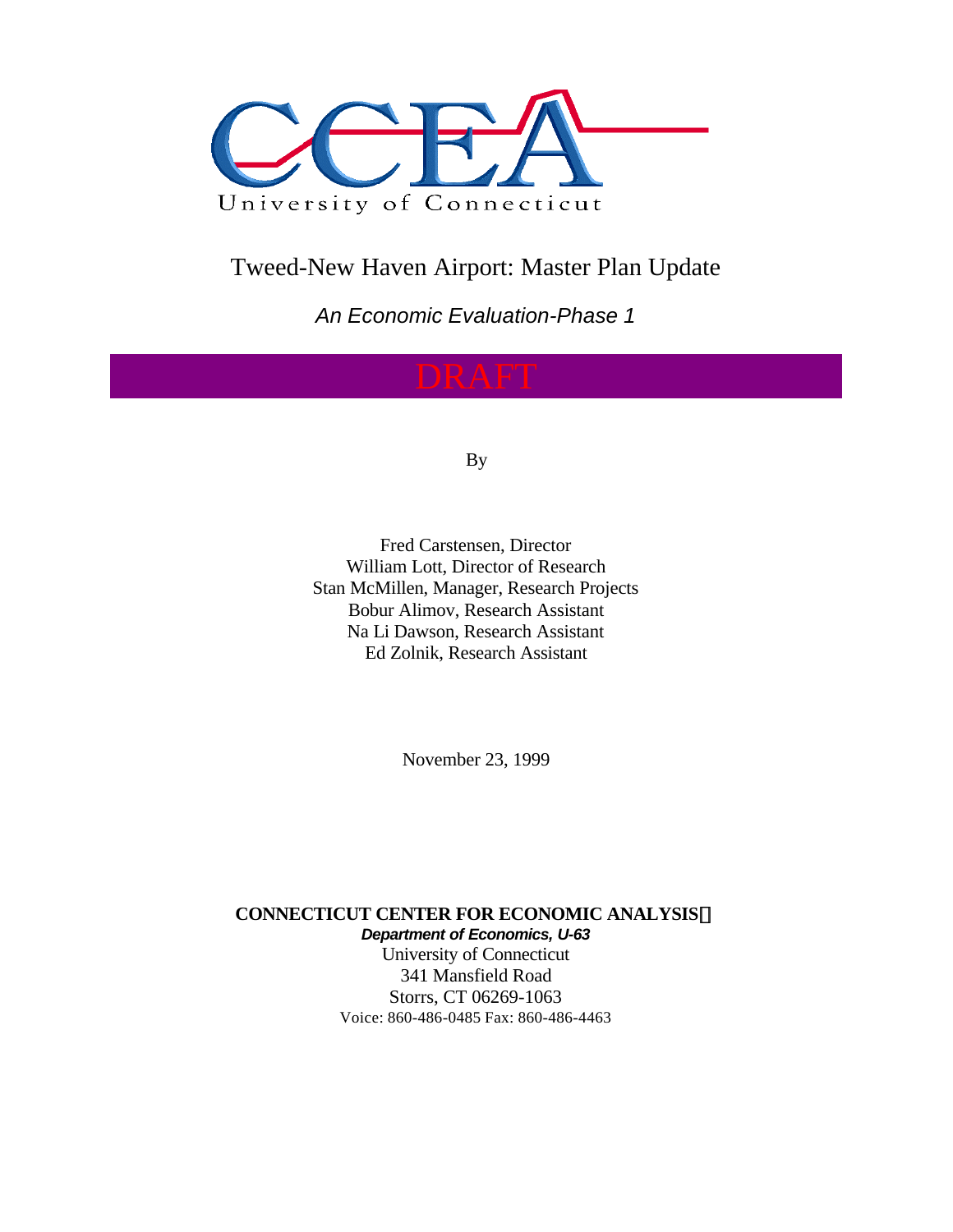CCEA

University of Connecticut

# Tweed-New Haven Airport: Master Plan Update

*An Economic Evaluation-Phase 1*

DRAFT

By

Fred Carstensen, Director
William Lott, Director of Research
Stan McMillen, Manager, Research Projects
Bobur Alimov, Research Assistant
Na Li Dawson, Research Assistant
Ed Zolnik, Research Assistant

November 23, 1999

**CONNECTICUT CENTER FOR ECONOMIC ANALYSIS**
***Department of Economics, U-63***
University of Connecticut
341 Mansfield Road
Storrs, CT 06269-1063
Voice: 860-486-0485 Fax: 860-486-4463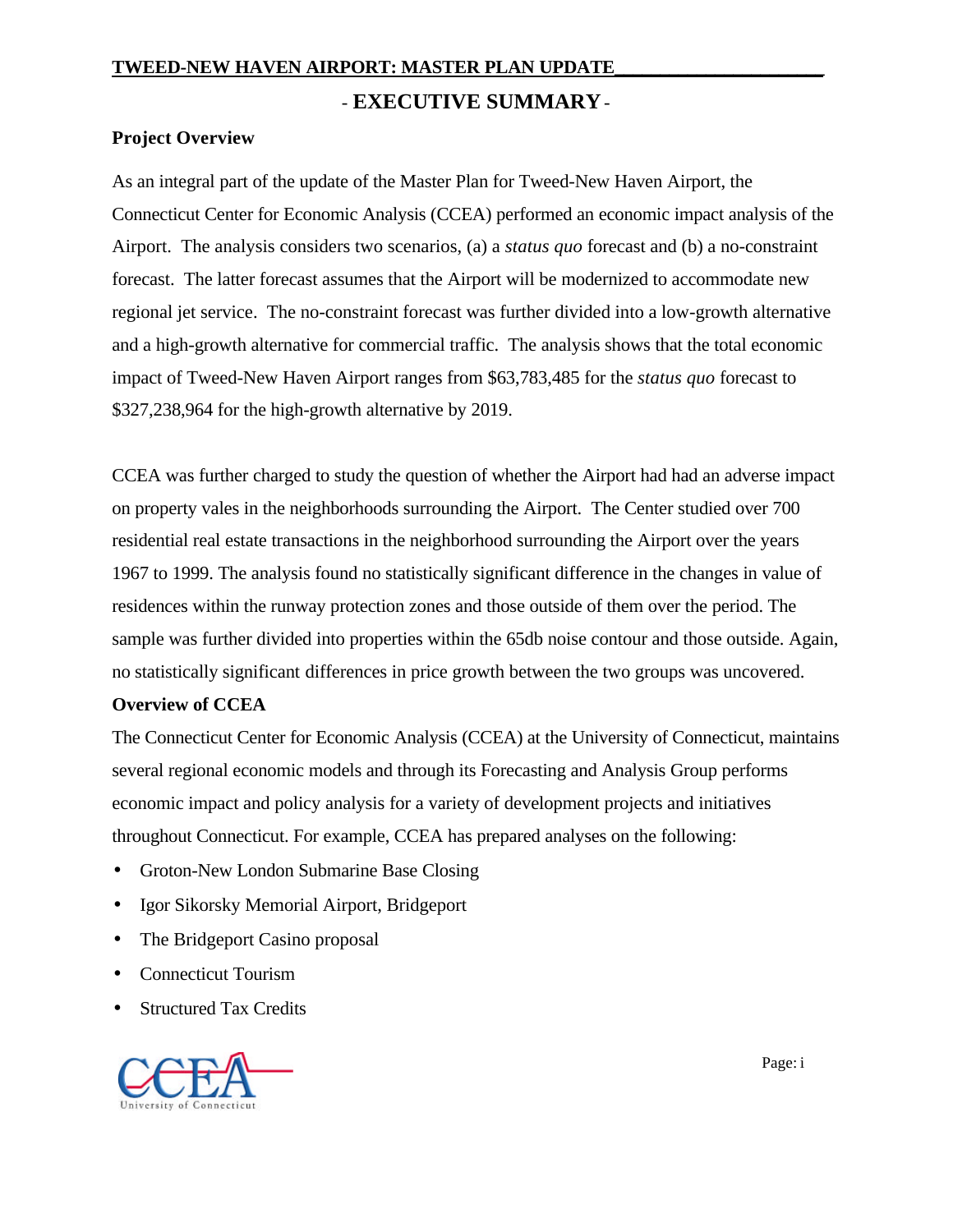# EXECUTIVE SUMMARY

## Project Overview

As an integral part of the update of the Master Plan for Tweed-New Haven Airport, the Connecticut Center for Economic Analysis (CCEA) performed an economic impact analysis of the Airport. The analysis considers two scenarios, (a) a *status quo* forecast and (b) a no-constraint forecast. The latter forecast assumes that the Airport will be modernized to accommodate new regional jet service. The no-constraint forecast was further divided into a low-growth alternative and a high-growth alternative for commercial traffic. The analysis shows that the total economic impact of Tweed-New Haven Airport ranges from $63,783,485 for the *status quo* forecast to $327,238,964 for the high-growth alternative by 2019.

CCEA was further charged to study the question of whether the Airport had had an adverse impact on property vales in the neighborhoods surrounding the Airport. The Center studied over 700 residential real estate transactions in the neighborhood surrounding the Airport over the years 1967 to 1999. The analysis found no statistically significant difference in the changes in value of residences within the runway protection zones and those outside of them over the period. The sample was further divided into properties within the 65db noise contour and those outside. Again, no statistically significant differences in price growth between the two groups was uncovered.

## Overview of CCEA

The Connecticut Center for Economic Analysis (CCEA) at the University of Connecticut, maintains several regional economic models and through its Forecasting and Analysis Group performs economic impact and policy analysis for a variety of development projects and initiatives throughout Connecticut. For example, CCEA has prepared analyses on the following:

- Groton-New London Submarine Base Closing
- Igor Sikorsky Memorial Airport, Bridgeport
- The Bridgeport Casino proposal
- Connecticut Tourism
- Structured Tax Credits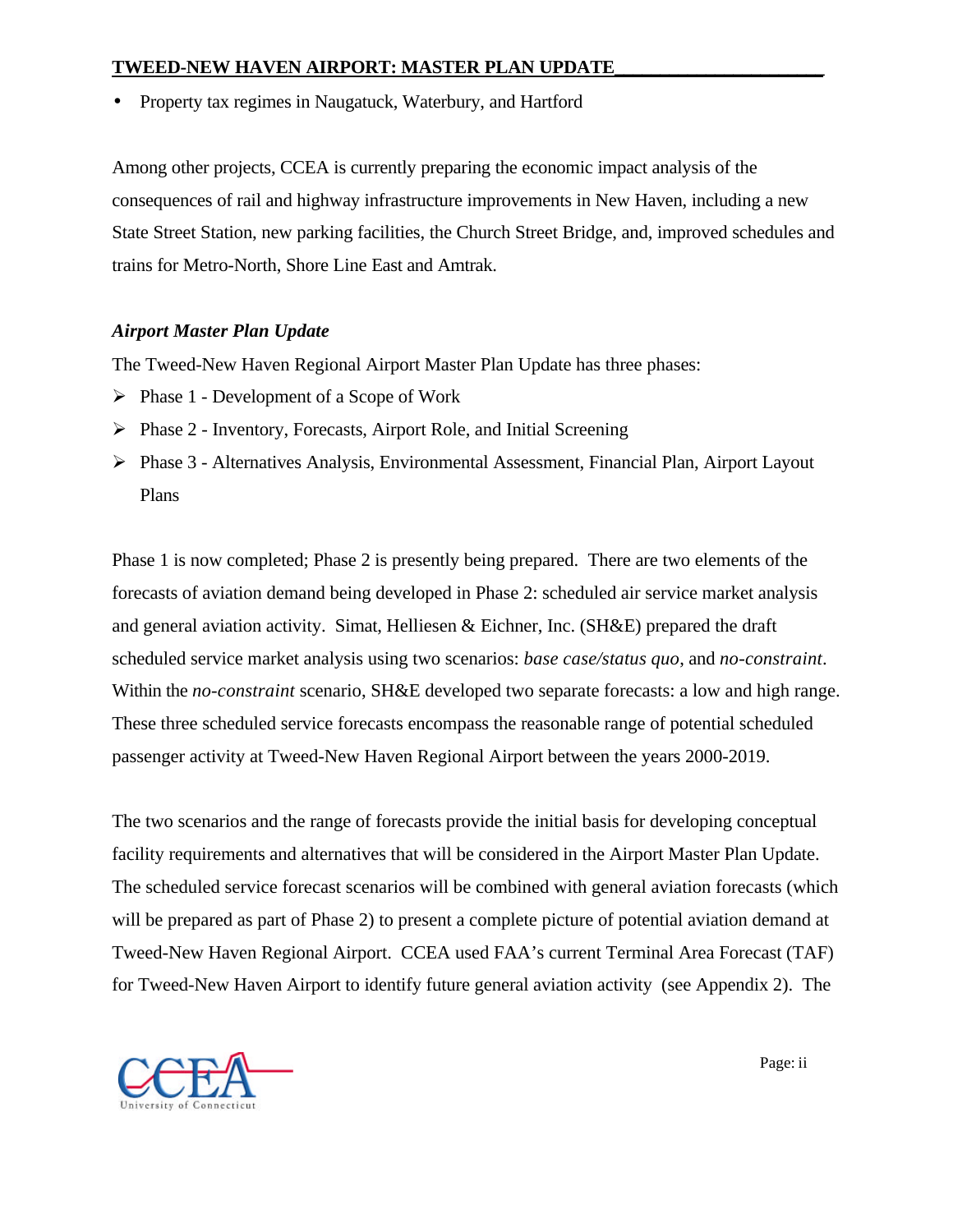- Property tax regimes in Naugatuck, Waterbury, and Hartford

Among other projects, CCEA is currently preparing the economic impact analysis of the consequences of rail and highway infrastructure improvements in New Haven, including a new State Street Station, new parking facilities, the Church Street Bridge, and, improved schedules and trains for Metro-North, Shore Line East and Amtrak.

***Airport Master Plan Update***

The Tweed-New Haven Regional Airport Master Plan Update has three phases:

- Phase 1 - Development of a Scope of Work
- Phase 2 - Inventory, Forecasts, Airport Role, and Initial Screening
- Phase 3 - Alternatives Analysis, Environmental Assessment, Financial Plan, Airport Layout Plans

Phase 1 is now completed; Phase 2 is presently being prepared. There are two elements of the forecasts of aviation demand being developed in Phase 2: scheduled air service market analysis and general aviation activity. Simat, Helliesen & Eichner, Inc. (SH&E) prepared the draft scheduled service market analysis using two scenarios: *base case/status quo*, and *no-constraint*. Within the *no-constraint* scenario, SH&E developed two separate forecasts: a low and high range. These three scheduled service forecasts encompass the reasonable range of potential scheduled passenger activity at Tweed-New Haven Regional Airport between the years 2000-2019.

The two scenarios and the range of forecasts provide the initial basis for developing conceptual facility requirements and alternatives that will be considered in the Airport Master Plan Update. The scheduled service forecast scenarios will be combined with general aviation forecasts (which will be prepared as part of Phase 2) to present a complete picture of potential aviation demand at Tweed-New Haven Regional Airport. CCEA used FAA's current Terminal Area Forecast (TAF) for Tweed-New Haven Airport to identify future general aviation activity (see Appendix 2). The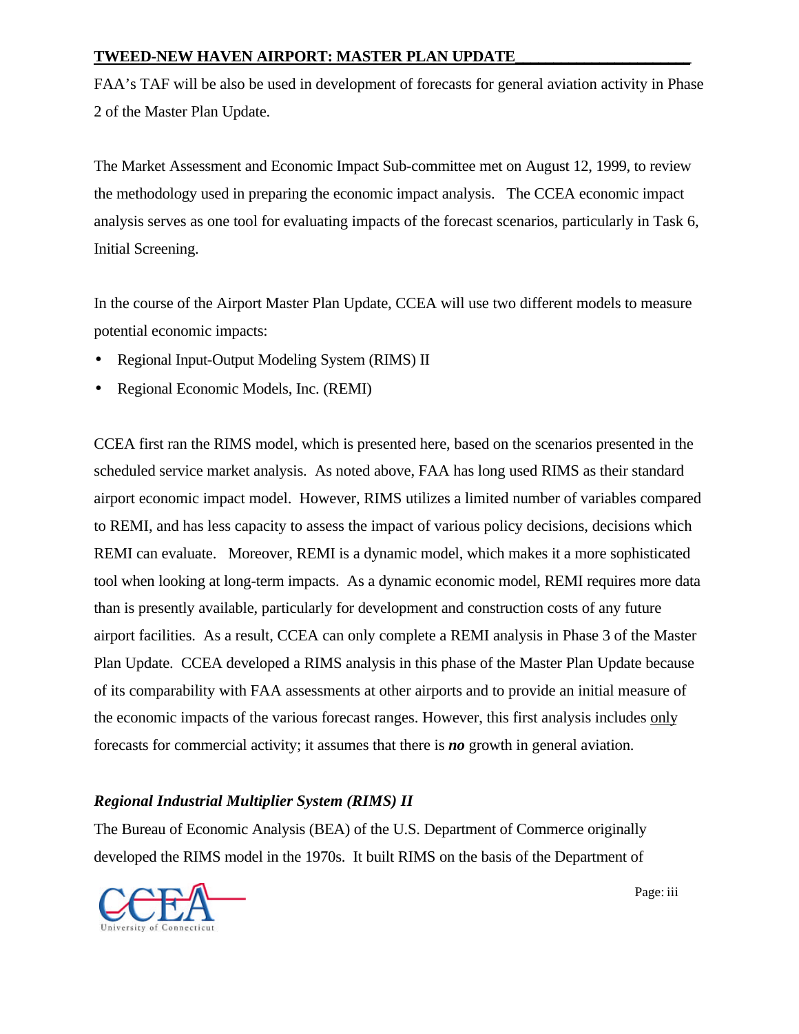FAA's TAF will be also be used in development of forecasts for general aviation activity in Phase 2 of the Master Plan Update.

The Market Assessment and Economic Impact Sub-committee met on August 12, 1999, to review the methodology used in preparing the economic impact analysis. The CCEA economic impact analysis serves as one tool for evaluating impacts of the forecast scenarios, particularly in Task 6, Initial Screening.

In the course of the Airport Master Plan Update, CCEA will use two different models to measure potential economic impacts:

- Regional Input-Output Modeling System (RIMS) II
- Regional Economic Models, Inc. (REMI)

CCEA first ran the RIMS model, which is presented here, based on the scenarios presented in the scheduled service market analysis. As noted above, FAA has long used RIMS as their standard airport economic impact model. However, RIMS utilizes a limited number of variables compared to REMI, and has less capacity to assess the impact of various policy decisions, decisions which REMI can evaluate. Moreover, REMI is a dynamic model, which makes it a more sophisticated tool when looking at long-term impacts. As a dynamic economic model, REMI requires more data than is presently available, particularly for development and construction costs of any future airport facilities. As a result, CCEA can only complete a REMI analysis in Phase 3 of the Master Plan Update. CCEA developed a RIMS analysis in this phase of the Master Plan Update because of its comparability with FAA assessments at other airports and to provide an initial measure of the economic impacts of the various forecast ranges. However, this first analysis includes <u>only</u> forecasts for commercial activity; it assumes that there is ***no*** growth in general aviation.

### *Regional Industrial Multiplier System (RIMS) II*

The Bureau of Economic Analysis (BEA) of the U.S. Department of Commerce originally developed the RIMS model in the 1970s. It built RIMS on the basis of the Department of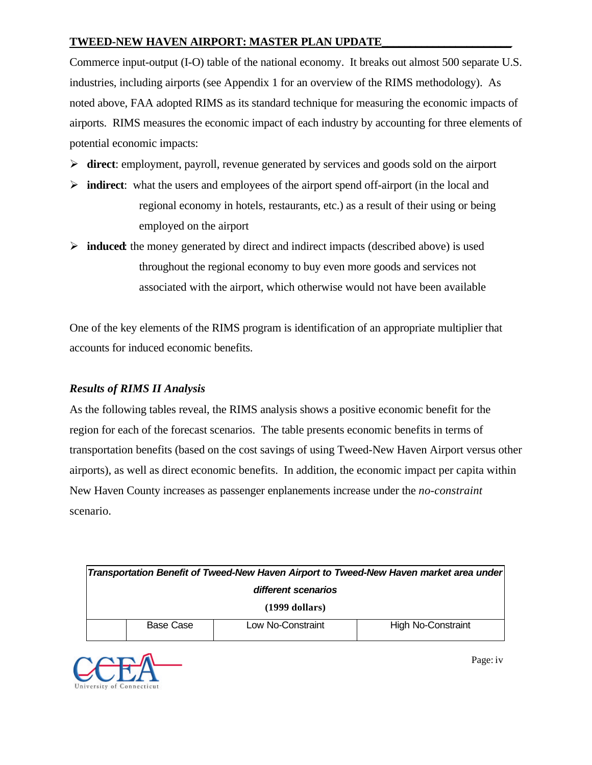Commerce input-output (I-O) table of the national economy. It breaks out almost 500 separate U.S. industries, including airports (see Appendix 1 for an overview of the RIMS methodology). As noted above, FAA adopted RIMS as its standard technique for measuring the economic impacts of airports. RIMS measures the economic impact of each industry by accounting for three elements of potential economic impacts:

- **direct**: employment, payroll, revenue generated by services and goods sold on the airport
- **indirect**: what the users and employees of the airport spend off-airport (in the local and regional economy in hotels, restaurants, etc.) as a result of their using or being employed on the airport
- **induced**: the money generated by direct and indirect impacts (described above) is used throughout the regional economy to buy even more goods and services not associated with the airport, which otherwise would not have been available

One of the key elements of the RIMS program is identification of an appropriate multiplier that accounts for induced economic benefits.

### *Results of RIMS II Analysis*

As the following tables reveal, the RIMS analysis shows a positive economic benefit for the region for each of the forecast scenarios. The table presents economic benefits in terms of transportation benefits (based on the cost savings of using Tweed-New Haven Airport versus other airports), as well as direct economic benefits. In addition, the economic impact per capita within New Haven County increases as passenger enplanements increase under the *no-constraint* scenario.

| ***Transportation Benefit of Tweed-New Haven Airport to Tweed-New Haven market area under different scenarios*** **(1999 dollars)** | | | |
|---|---|---|---|
| | Base Case | Low No-Constraint | High No-Constraint |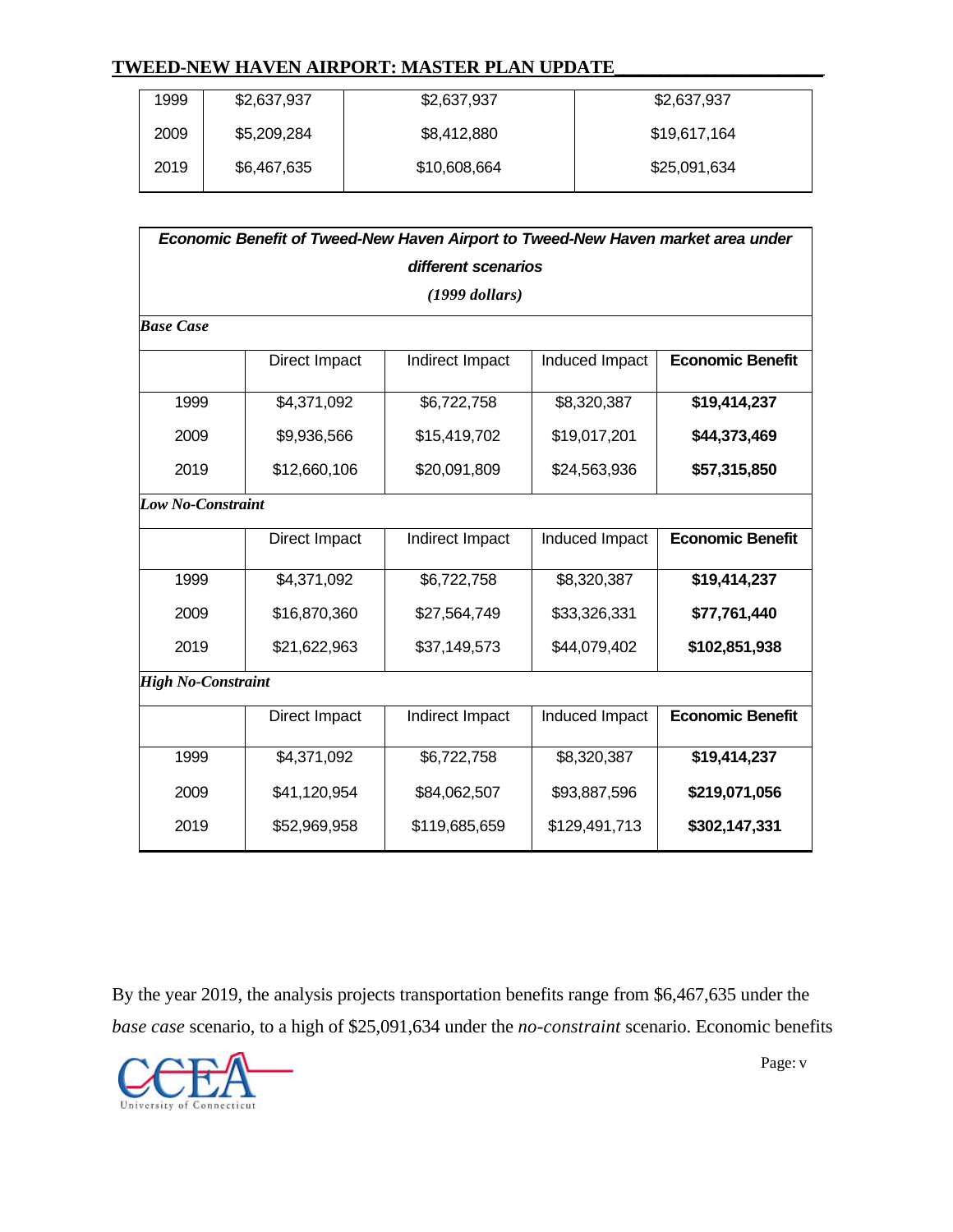| | | | |
|---|---|---|---|
| 1999 | $2,637,937 | $2,637,937 | $2,637,937 |
| 2009 | $5,209,284 | $8,412,880 | $19,617,164 |
| 2019 | $6,467,635 | $10,608,664 | $25,091,634 |

***Economic Benefit of Tweed-New Haven Airport to Tweed-New Haven market area under different scenarios***

*(1999 dollars)*

| *Base Case* | | | | |
|---|---|---|---|---|
| | Direct Impact | Indirect Impact | Induced Impact | **Economic Benefit** |
| 1999 | $4,371,092 | $6,722,758 | $8,320,387 | **$19,414,237** |
| 2009 | $9,936,566 | $15,419,702 | $19,017,201 | **$44,373,469** |
| 2019 | $12,660,106 | $20,091,809 | $24,563,936 | **$57,315,850** |
| ***Low No-Constraint*** | | | | |
| | Direct Impact | Indirect Impact | Induced Impact | **Economic Benefit** |
| 1999 | $4,371,092 | $6,722,758 | $8,320,387 | **$19,414,237** |
| 2009 | $16,870,360 | $27,564,749 | $33,326,331 | **$77,761,440** |
| 2019 | $21,622,963 | $37,149,573 | $44,079,402 | **$102,851,938** |
| ***High No-Constraint*** | | | | |
| | Direct Impact | Indirect Impact | Induced Impact | **Economic Benefit** |
| 1999 | $4,371,092 | $6,722,758 | $8,320,387 | **$19,414,237** |
| 2009 | $41,120,954 | $84,062,507 | $93,887,596 | **$219,071,056** |
| 2019 | $52,969,958 | $119,685,659 | $129,491,713 | **$302,147,331** |

By the year 2019, the analysis projects transportation benefits range from $6,467,635 under the *base case* scenario, to a high of $25,091,634 under the *no-constraint* scenario. Economic benefits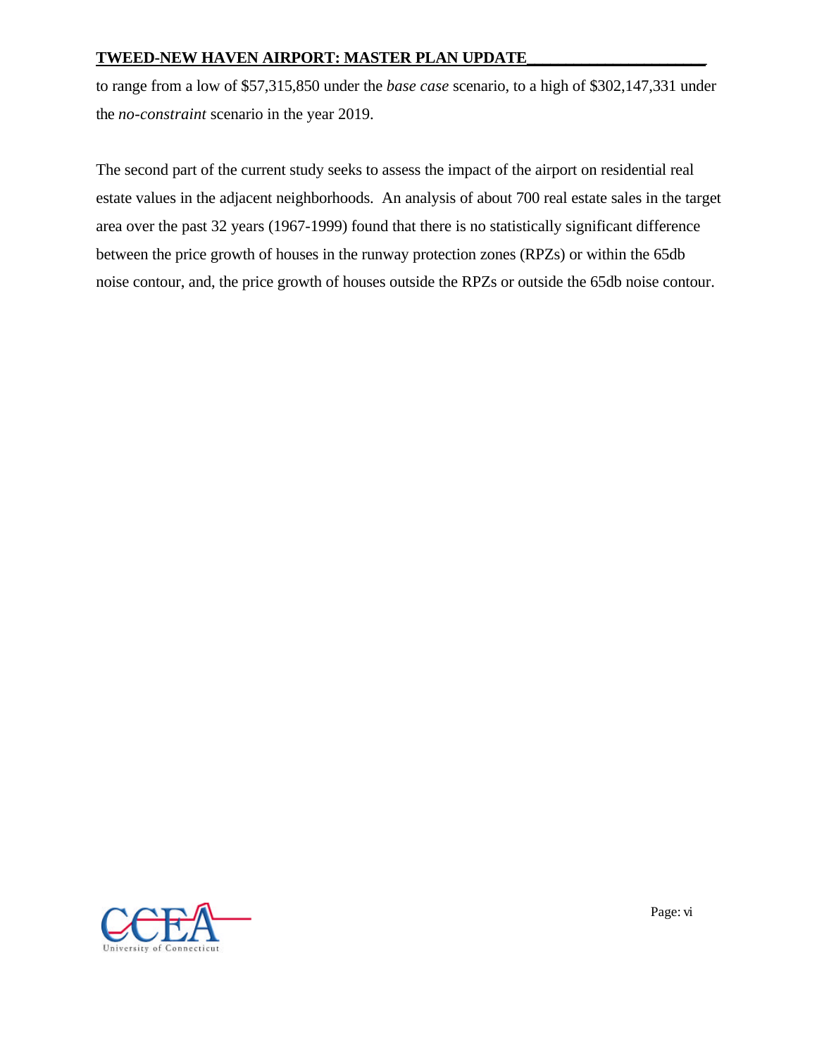to range from a low of $57,315,850 under the *base case* scenario, to a high of $302,147,331 under the *no-constraint* scenario in the year 2019.

The second part of the current study seeks to assess the impact of the airport on residential real estate values in the adjacent neighborhoods. An analysis of about 700 real estate sales in the target area over the past 32 years (1967-1999) found that there is no statistically significant difference between the price growth of houses in the runway protection zones (RPZs) or within the 65db noise contour, and, the price growth of houses outside the RPZs or outside the 65db noise contour.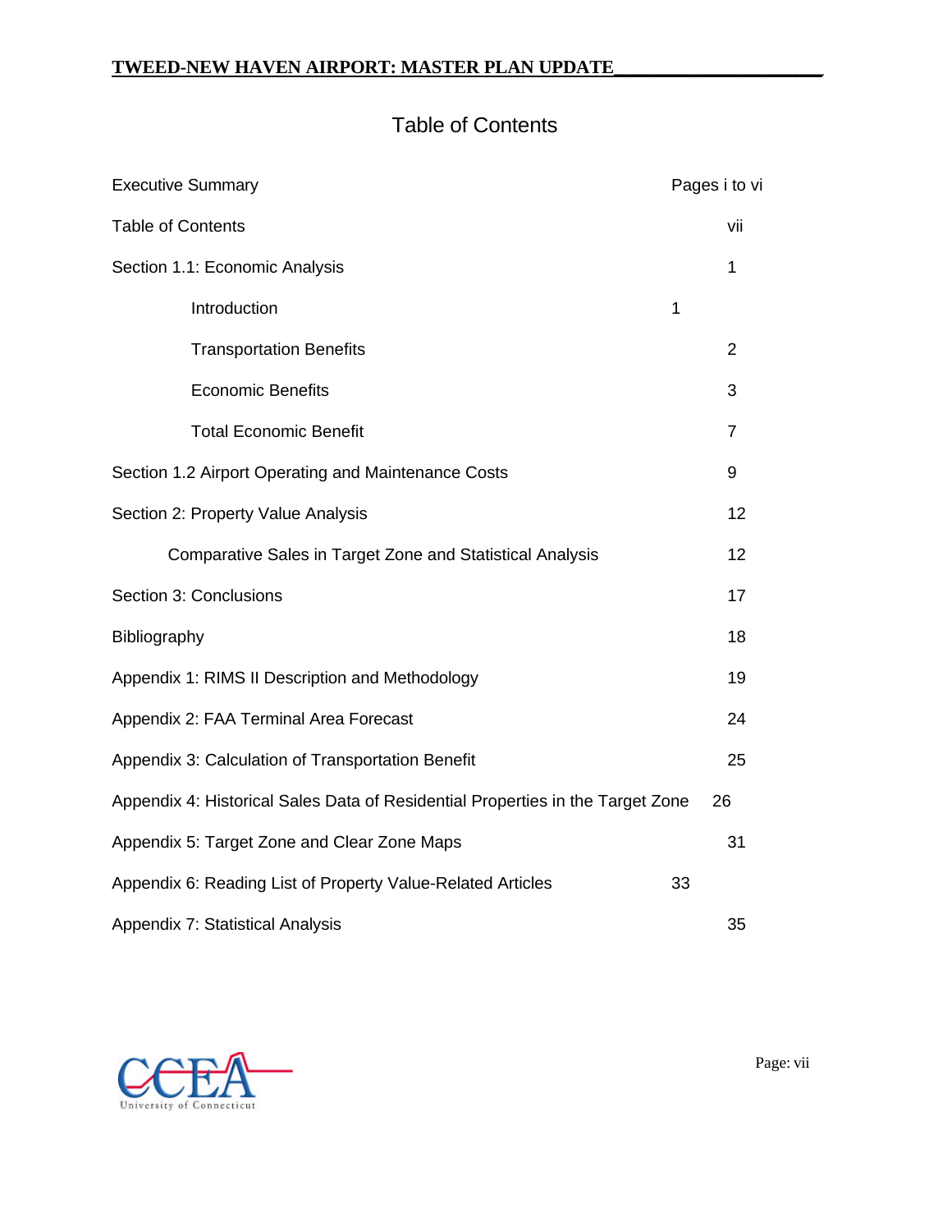# Table of Contents

| | |
|---|---|
| Executive Summary | Pages i to vi |
| Table of Contents | vii |
| Section 1.1: Economic Analysis | 1 |
| Introduction | 1 |
| Transportation Benefits | 2 |
| Economic Benefits | 3 |
| Total Economic Benefit | 7 |
| Section 1.2 Airport Operating and Maintenance Costs | 9 |
| Section 2: Property Value Analysis | 12 |
| Comparative Sales in Target Zone and Statistical Analysis | 12 |
| Section 3: Conclusions | 17 |
| Bibliography | 18 |
| Appendix 1: RIMS II Description and Methodology | 19 |
| Appendix 2: FAA Terminal Area Forecast | 24 |
| Appendix 3: Calculation of Transportation Benefit | 25 |
| Appendix 4: Historical Sales Data of Residential Properties in the Target Zone | 26 |
| Appendix 5: Target Zone and Clear Zone Maps | 31 |
| Appendix 6: Reading List of Property Value-Related Articles | 33 |
| Appendix 7: Statistical Analysis | 35 |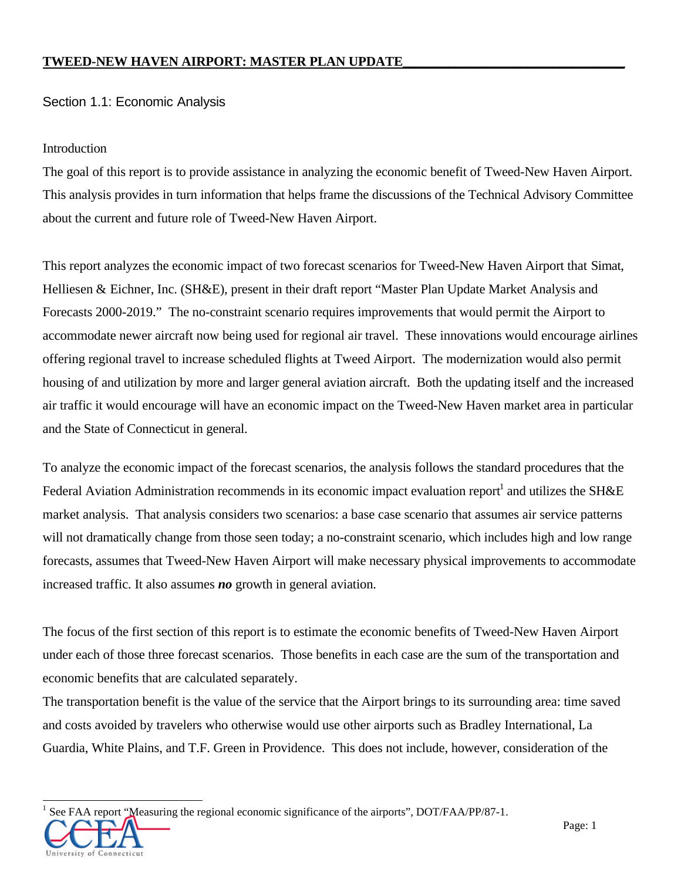Section 1.1: Economic Analysis

Introduction

The goal of this report is to provide assistance in analyzing the economic benefit of Tweed-New Haven Airport. This analysis provides in turn information that helps frame the discussions of the Technical Advisory Committee about the current and future role of Tweed-New Haven Airport.

This report analyzes the economic impact of two forecast scenarios for Tweed-New Haven Airport that Simat, Helliesen & Eichner, Inc. (SH&E), present in their draft report "Master Plan Update Market Analysis and Forecasts 2000-2019." The no-constraint scenario requires improvements that would permit the Airport to accommodate newer aircraft now being used for regional air travel. These innovations would encourage airlines offering regional travel to increase scheduled flights at Tweed Airport. The modernization would also permit housing of and utilization by more and larger general aviation aircraft. Both the updating itself and the increased air traffic it would encourage will have an economic impact on the Tweed-New Haven market area in particular and the State of Connecticut in general.

To analyze the economic impact of the forecast scenarios, the analysis follows the standard procedures that the Federal Aviation Administration recommends in its economic impact evaluation report[1] and utilizes the SH&E market analysis. That analysis considers two scenarios: a base case scenario that assumes air service patterns will not dramatically change from those seen today; a no-constraint scenario, which includes high and low range forecasts, assumes that Tweed-New Haven Airport will make necessary physical improvements to accommodate increased traffic. It also assumes ***no*** growth in general aviation.

The focus of the first section of this report is to estimate the economic benefits of Tweed-New Haven Airport under each of those three forecast scenarios. Those benefits in each case are the sum of the transportation and economic benefits that are calculated separately.

The transportation benefit is the value of the service that the Airport brings to its surrounding area: time saved and costs avoided by travelers who otherwise would use other airports such as Bradley International, La Guardia, White Plains, and T.F. Green in Providence. This does not include, however, consideration of the

[1] See FAA report "Measuring the regional economic significance of the airports", DOT/FAA/PP/87-1.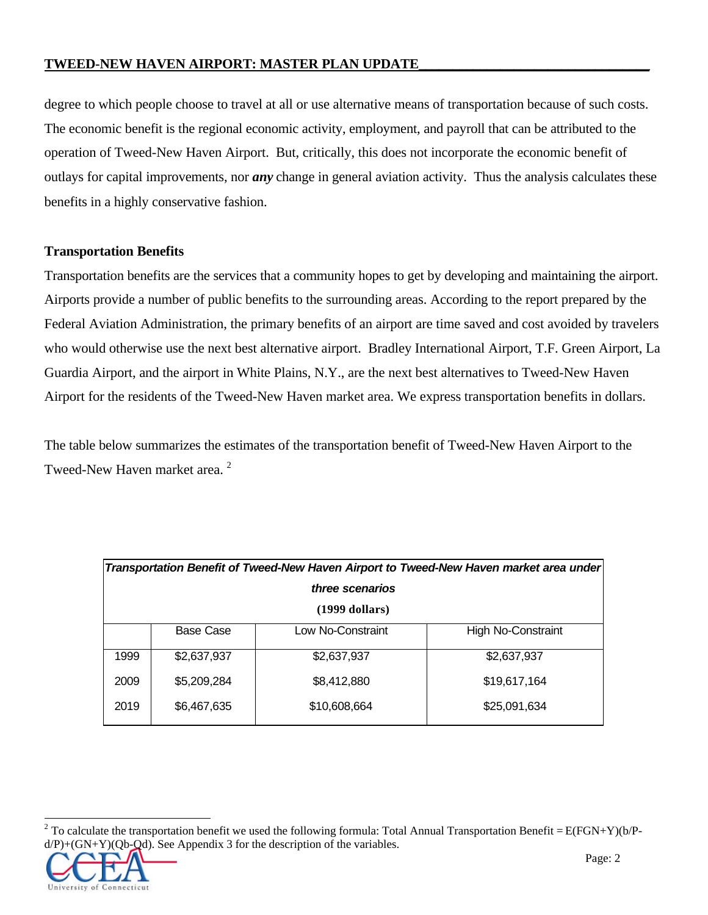degree to which people choose to travel at all or use alternative means of transportation because of such costs. The economic benefit is the regional economic activity, employment, and payroll that can be attributed to the operation of Tweed-New Haven Airport. But, critically, this does not incorporate the economic benefit of outlays for capital improvements, nor ***any*** change in general aviation activity. Thus the analysis calculates these benefits in a highly conservative fashion.

**Transportation Benefits**

Transportation benefits are the services that a community hopes to get by developing and maintaining the airport. Airports provide a number of public benefits to the surrounding areas. According to the report prepared by the Federal Aviation Administration, the primary benefits of an airport are time saved and cost avoided by travelers who would otherwise use the next best alternative airport. Bradley International Airport, T.F. Green Airport, La Guardia Airport, and the airport in White Plains, N.Y., are the next best alternatives to Tweed-New Haven Airport for the residents of the Tweed-New Haven market area. We express transportation benefits in dollars.

The table below summarizes the estimates of the transportation benefit of Tweed-New Haven Airport to the Tweed-New Haven market area. [2]

***Transportation Benefit of Tweed-New Haven Airport to Tweed-New Haven market area under three scenarios***
**(1999 dollars)**

| | Base Case | Low No-Constraint | High No-Constraint |
|---|---|---|---|
| 1999 | $2,637,937 | $2,637,937 | $2,637,937 |
| 2009 | $5,209,284 | $8,412,880 | $19,617,164 |
| 2019 | $6,467,635 | $10,608,664 | $25,091,634 |

[2] To calculate the transportation benefit we used the following formula: Total Annual Transportation Benefit = E(FGN+Y)(b/P-d/P)+(GN+Y)(Qb-Qd). See Appendix 3 for the description of the variables.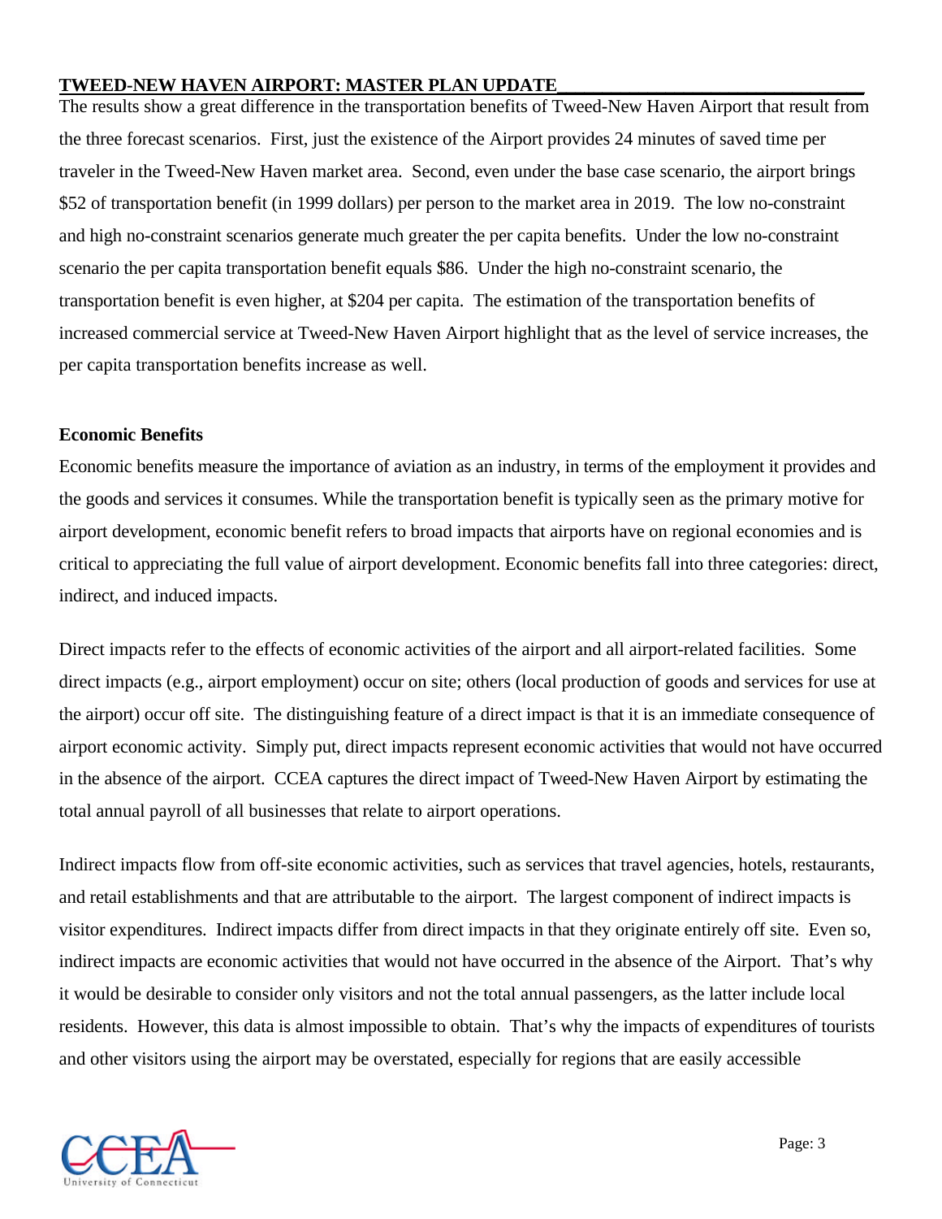The results show a great difference in the transportation benefits of Tweed-New Haven Airport that result from the three forecast scenarios. First, just the existence of the Airport provides 24 minutes of saved time per traveler in the Tweed-New Haven market area. Second, even under the base case scenario, the airport brings $52 of transportation benefit (in 1999 dollars) per person to the market area in 2019. The low no-constraint and high no-constraint scenarios generate much greater the per capita benefits. Under the low no-constraint scenario the per capita transportation benefit equals $86. Under the high no-constraint scenario, the transportation benefit is even higher, at $204 per capita. The estimation of the transportation benefits of increased commercial service at Tweed-New Haven Airport highlight that as the level of service increases, the per capita transportation benefits increase as well.

**Economic Benefits**

Economic benefits measure the importance of aviation as an industry, in terms of the employment it provides and the goods and services it consumes. While the transportation benefit is typically seen as the primary motive for airport development, economic benefit refers to broad impacts that airports have on regional economies and is critical to appreciating the full value of airport development. Economic benefits fall into three categories: direct, indirect, and induced impacts.

Direct impacts refer to the effects of economic activities of the airport and all airport-related facilities. Some direct impacts (e.g., airport employment) occur on site; others (local production of goods and services for use at the airport) occur off site. The distinguishing feature of a direct impact is that it is an immediate consequence of airport economic activity. Simply put, direct impacts represent economic activities that would not have occurred in the absence of the airport. CCEA captures the direct impact of Tweed-New Haven Airport by estimating the total annual payroll of all businesses that relate to airport operations.

Indirect impacts flow from off-site economic activities, such as services that travel agencies, hotels, restaurants, and retail establishments and that are attributable to the airport. The largest component of indirect impacts is visitor expenditures. Indirect impacts differ from direct impacts in that they originate entirely off site. Even so, indirect impacts are economic activities that would not have occurred in the absence of the Airport. That's why it would be desirable to consider only visitors and not the total annual passengers, as the latter include local residents. However, this data is almost impossible to obtain. That's why the impacts of expenditures of tourists and other visitors using the airport may be overstated, especially for regions that are easily accessible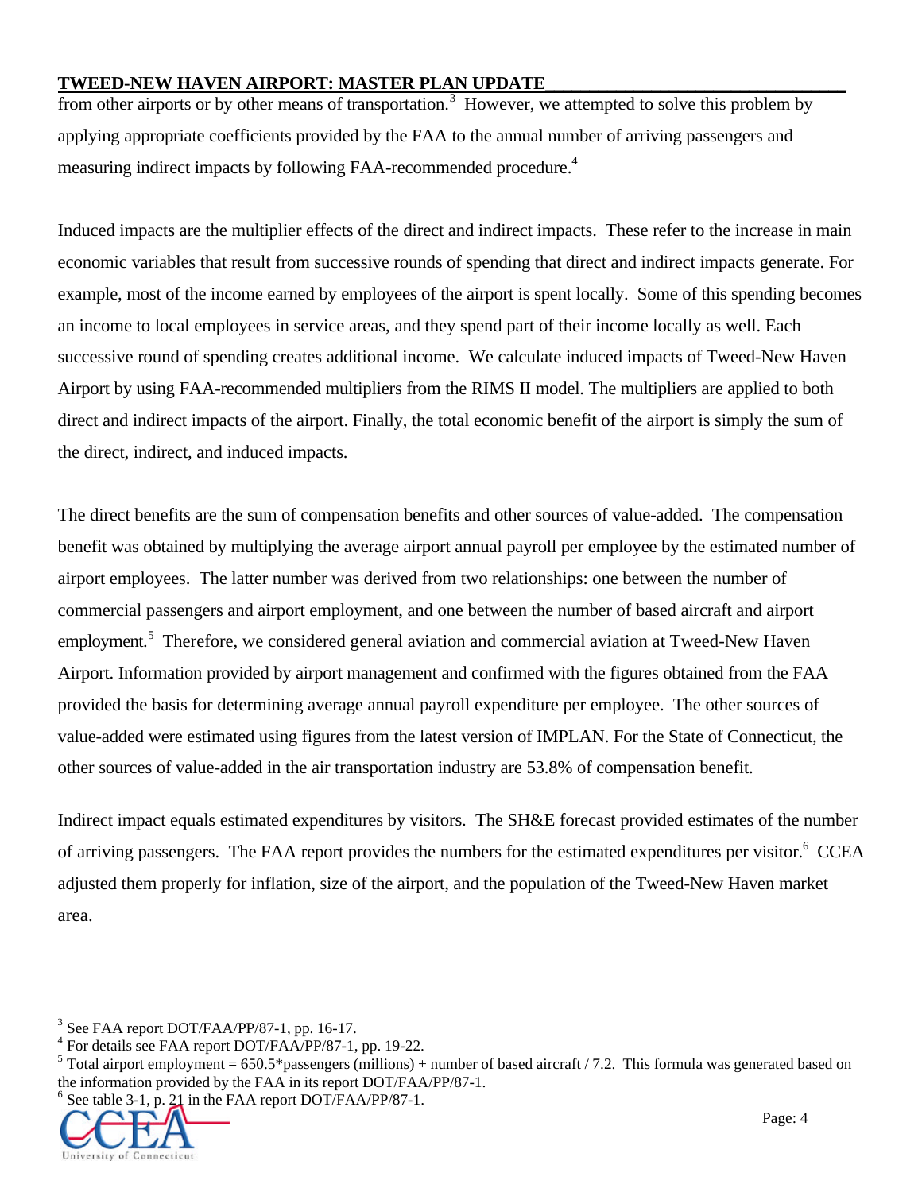from other airports or by other means of transportation.[3] However, we attempted to solve this problem by applying appropriate coefficients provided by the FAA to the annual number of arriving passengers and measuring indirect impacts by following FAA-recommended procedure.[4]

Induced impacts are the multiplier effects of the direct and indirect impacts. These refer to the increase in main economic variables that result from successive rounds of spending that direct and indirect impacts generate. For example, most of the income earned by employees of the airport is spent locally. Some of this spending becomes an income to local employees in service areas, and they spend part of their income locally as well. Each successive round of spending creates additional income. We calculate induced impacts of Tweed-New Haven Airport by using FAA-recommended multipliers from the RIMS II model. The multipliers are applied to both direct and indirect impacts of the airport. Finally, the total economic benefit of the airport is simply the sum of the direct, indirect, and induced impacts.

The direct benefits are the sum of compensation benefits and other sources of value-added. The compensation benefit was obtained by multiplying the average airport annual payroll per employee by the estimated number of airport employees. The latter number was derived from two relationships: one between the number of commercial passengers and airport employment, and one between the number of based aircraft and airport employment.[5] Therefore, we considered general aviation and commercial aviation at Tweed-New Haven Airport. Information provided by airport management and confirmed with the figures obtained from the FAA provided the basis for determining average annual payroll expenditure per employee. The other sources of value-added were estimated using figures from the latest version of IMPLAN. For the State of Connecticut, the other sources of value-added in the air transportation industry are 53.8% of compensation benefit.

Indirect impact equals estimated expenditures by visitors. The SH&E forecast provided estimates of the number of arriving passengers. The FAA report provides the numbers for the estimated expenditures per visitor.[6] CCEA adjusted them properly for inflation, size of the airport, and the population of the Tweed-New Haven market area.

---

[3] See FAA report DOT/FAA/PP/87-1, pp. 16-17.

[4] For details see FAA report DOT/FAA/PP/87-1, pp. 19-22.

[5] Total airport employment = 650.5*passengers (millions) + number of based aircraft / 7.2. This formula was generated based on the information provided by the FAA in its report DOT/FAA/PP/87-1.

[6] See table 3-1, p. 21 in the FAA report DOT/FAA/PP/87-1.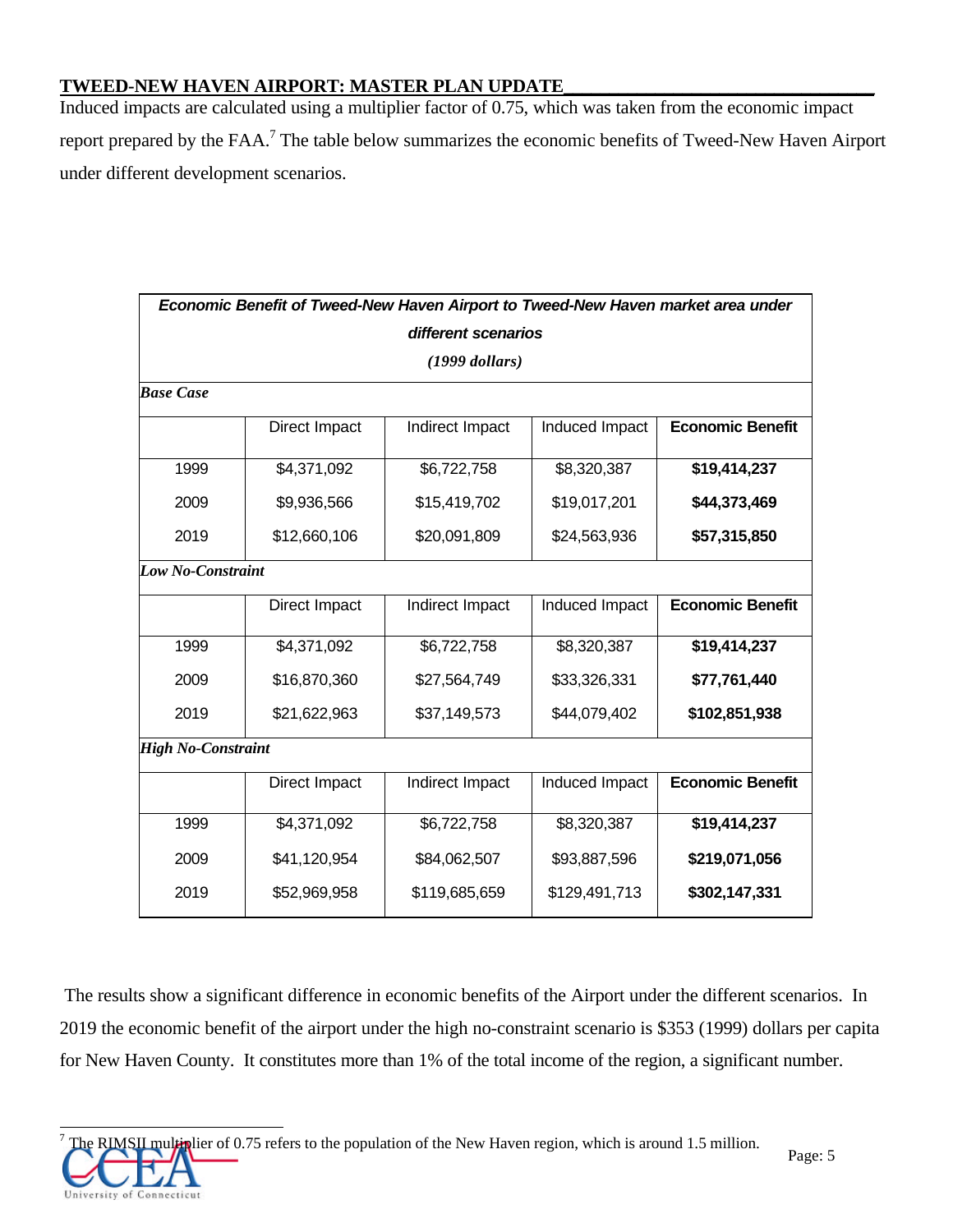Induced impacts are calculated using a multiplier factor of 0.75, which was taken from the economic impact report prepared by the FAA.[7] The table below summarizes the economic benefits of Tweed-New Haven Airport under different development scenarios.

| ***Economic Benefit of Tweed-New Haven Airport to Tweed-New Haven market area under different scenarios*** ***(1999 dollars)*** | | | | |
|---|---|---|---|---|
| ***Base Case*** | | | | |
| | Direct Impact | Indirect Impact | Induced Impact | **Economic Benefit** |
| 1999 | $4,371,092 | $6,722,758 | $8,320,387 | **$19,414,237** |
| 2009 | $9,936,566 | $15,419,702 | $19,017,201 | **$44,373,469** |
| 2019 | $12,660,106 | $20,091,809 | $24,563,936 | **$57,315,850** |
| ***Low No-Constraint*** | | | | |
| | Direct Impact | Indirect Impact | Induced Impact | **Economic Benefit** |
| 1999 | $4,371,092 | $6,722,758 | $8,320,387 | **$19,414,237** |
| 2009 | $16,870,360 | $27,564,749 | $33,326,331 | **$77,761,440** |
| 2019 | $21,622,963 | $37,149,573 | $44,079,402 | **$102,851,938** |
| ***High No-Constraint*** | | | | |
| | Direct Impact | Indirect Impact | Induced Impact | **Economic Benefit** |
| 1999 | $4,371,092 | $6,722,758 | $8,320,387 | **$19,414,237** |
| 2009 | $41,120,954 | $84,062,507 | $93,887,596 | **$219,071,056** |
| 2019 | $52,969,958 | $119,685,659 | $129,491,713 | **$302,147,331** |

The results show a significant difference in economic benefits of the Airport under the different scenarios. In 2019 the economic benefit of the airport under the high no-constraint scenario is $353 (1999) dollars per capita for New Haven County. It constitutes more than 1% of the total income of the region, a significant number.

[7] The RIMSII multiplier of 0.75 refers to the population of the New Haven region, which is around 1.5 million.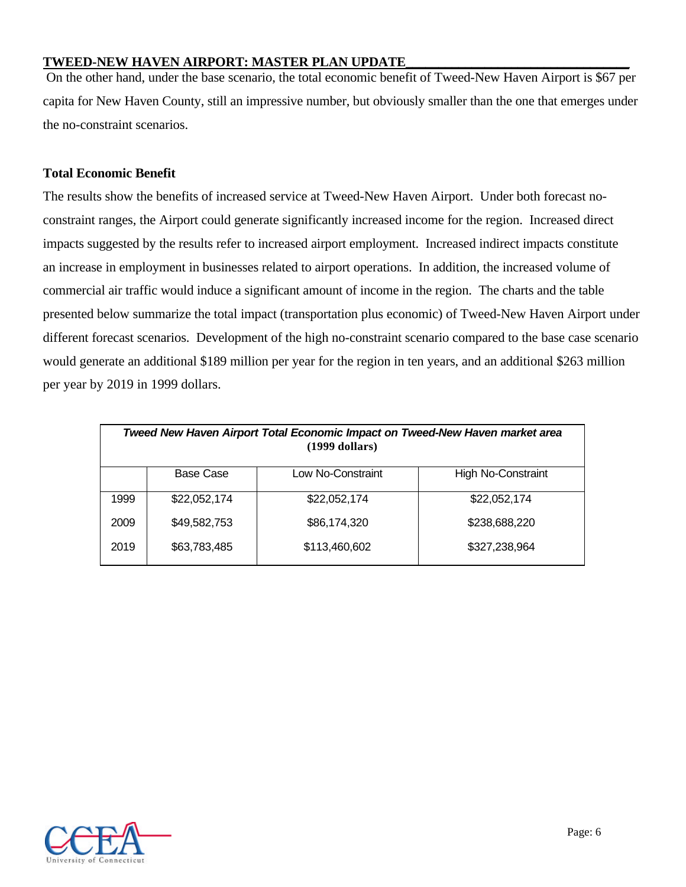On the other hand, under the base scenario, the total economic benefit of Tweed-New Haven Airport is $67 per capita for New Haven County, still an impressive number, but obviously smaller than the one that emerges under the no-constraint scenarios.

### Total Economic Benefit

The results show the benefits of increased service at Tweed-New Haven Airport. Under both forecast no-constraint ranges, the Airport could generate significantly increased income for the region. Increased direct impacts suggested by the results refer to increased airport employment. Increased indirect impacts constitute an increase in employment in businesses related to airport operations. In addition, the increased volume of commercial air traffic would induce a significant amount of income in the region. The charts and the table presented below summarize the total impact (transportation plus economic) of Tweed-New Haven Airport under different forecast scenarios. Development of the high no-constraint scenario compared to the base case scenario would generate an additional $189 million per year for the region in ten years, and an additional $263 million per year by 2019 in 1999 dollars.

***Tweed New Haven Airport Total Economic Impact on Tweed-New Haven market area* (1999 dollars)**

| | Base Case | Low No-Constraint | High No-Constraint |
|---|---|---|---|
| 1999 | $22,052,174 | $22,052,174 | $22,052,174 |
| 2009 | $49,582,753 | $86,174,320 | $238,688,220 |
| 2019 | $63,783,485 | $113,460,602 | $327,238,964 |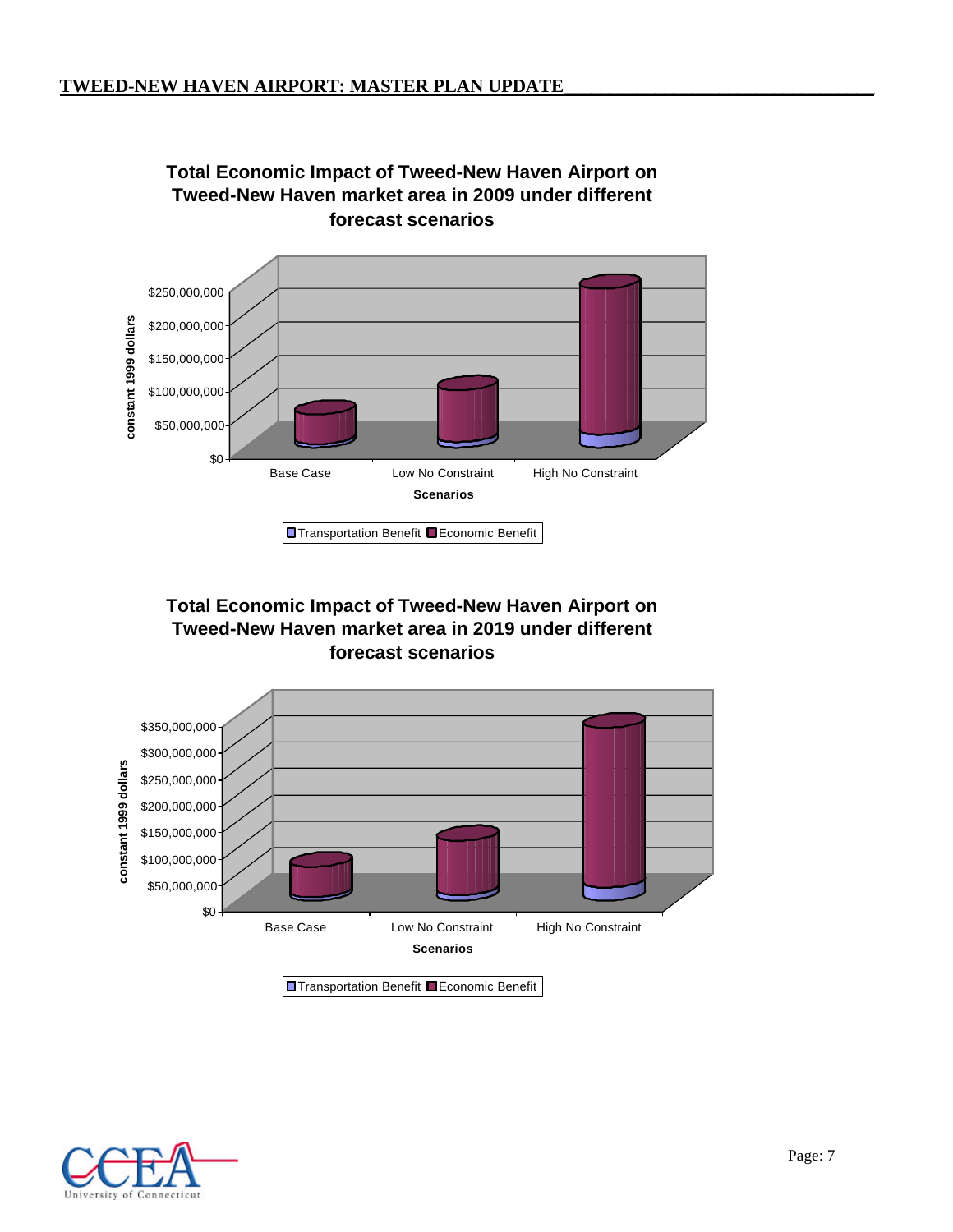**Total Economic Impact of Tweed-New Haven Airport on Tweed-New Haven market area in 2009 under different forecast scenarios**

constant 1999 dollars

$250,000,000
$200,000,000
$150,000,000
$100,000,000
$50,000,000
$0

Base Case | Low No Constraint | High No Constraint

**Scenarios**

Transportation Benefit | Economic Benefit

**Total Economic Impact of Tweed-New Haven Airport on Tweed-New Haven market area in 2019 under different forecast scenarios**

constant 1999 dollars

$350,000,000
$300,000,000
$250,000,000
$200,000,000
$150,000,000
$100,000,000
$50,000,000
$0

Base Case | Low No Constraint | High No Constraint

**Scenarios**

Transportation Benefit | Economic Benefit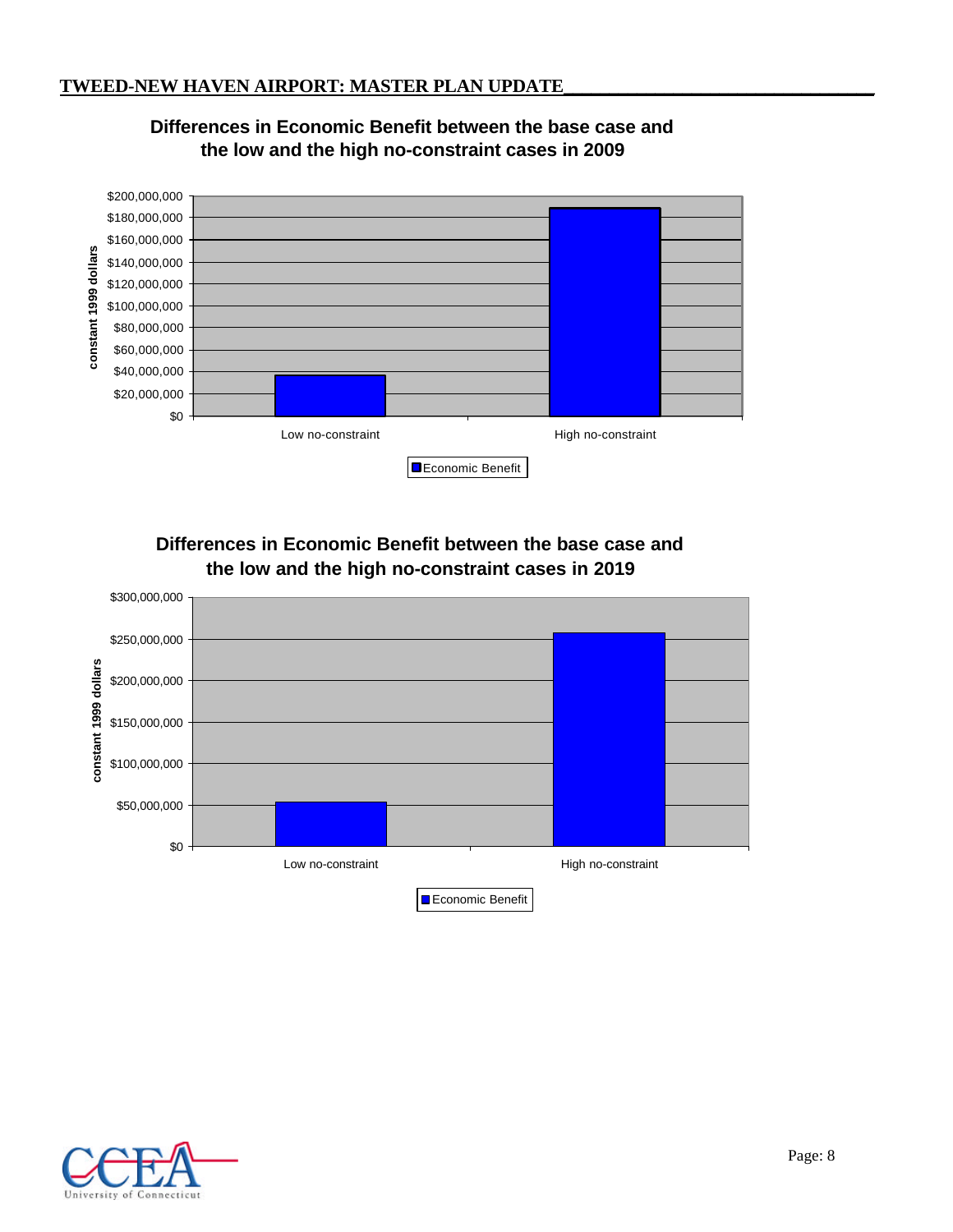**Differences in Economic Benefit between the base case and the low and the high no-constraint cases in 2009**

**Differences in Economic Benefit between the base case and the low and the high no-constraint cases in 2019**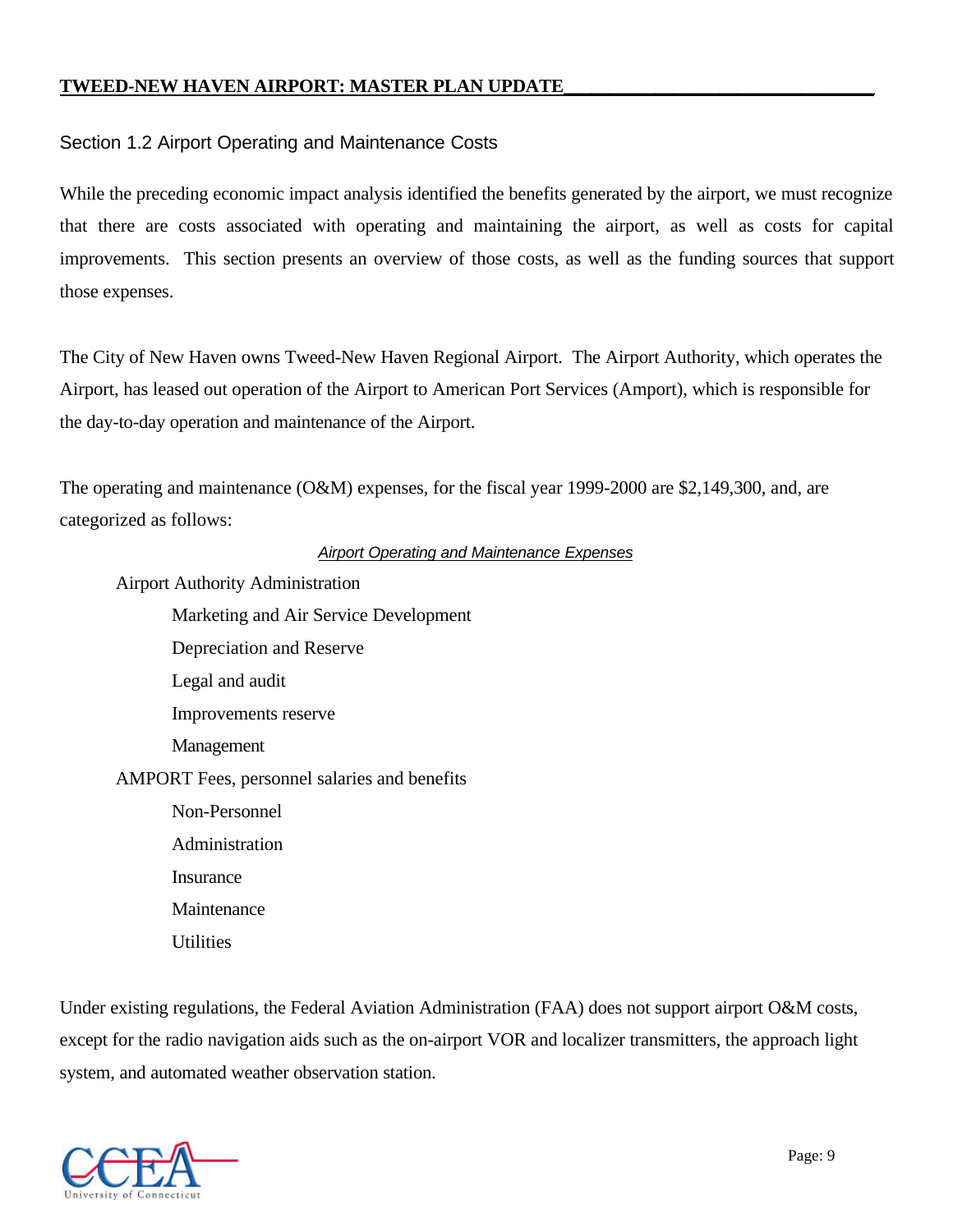## Section 1.2 Airport Operating and Maintenance Costs

While the preceding economic impact analysis identified the benefits generated by the airport, we must recognize that there are costs associated with operating and maintaining the airport, as well as costs for capital improvements. This section presents an overview of those costs, as well as the funding sources that support those expenses.

The City of New Haven owns Tweed-New Haven Regional Airport. The Airport Authority, which operates the Airport, has leased out operation of the Airport to American Port Services (Amport), which is responsible for the day-to-day operation and maintenance of the Airport.

The operating and maintenance (O&M) expenses, for the fiscal year 1999-2000 are $2,149,300, and, are categorized as follows:

*Airport Operating and Maintenance Expenses*

- Airport Authority Administration
  - Marketing and Air Service Development
  - Depreciation and Reserve
  - Legal and audit
  - Improvements reserve
  - Management
- AMPORT Fees, personnel salaries and benefits
  - Non-Personnel
  - Administration
  - Insurance
  - Maintenance
  - Utilities

Under existing regulations, the Federal Aviation Administration (FAA) does not support airport O&M costs, except for the radio navigation aids such as the on-airport VOR and localizer transmitters, the approach light system, and automated weather observation station.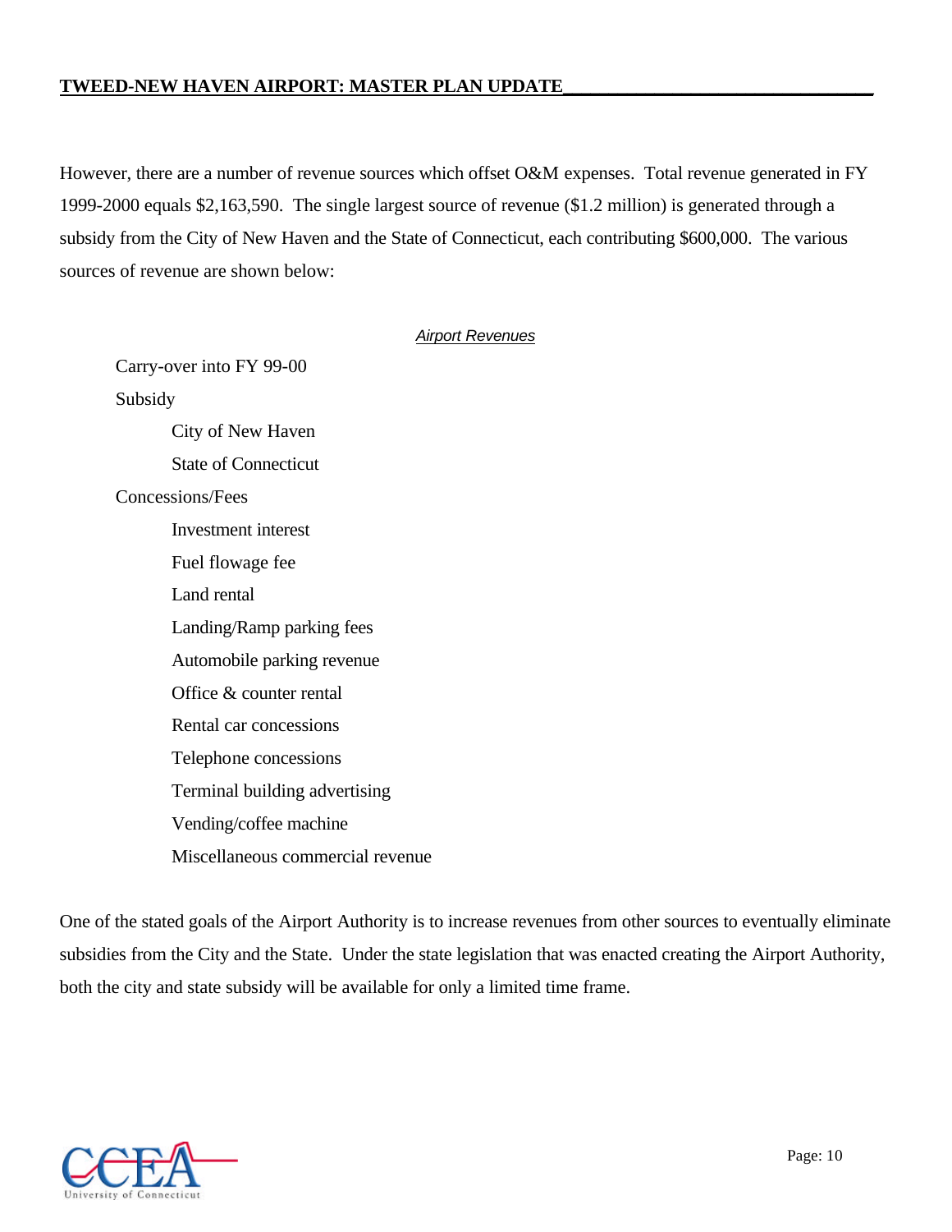However, there are a number of revenue sources which offset O&M expenses. Total revenue generated in FY 1999-2000 equals $2,163,590. The single largest source of revenue ($1.2 million) is generated through a subsidy from the City of New Haven and the State of Connecticut, each contributing $600,000. The various sources of revenue are shown below:

*Airport Revenues*

- Carry-over into FY 99-00
- Subsidy
  - City of New Haven
  - State of Connecticut
- Concessions/Fees
  - Investment interest
  - Fuel flowage fee
  - Land rental
  - Landing/Ramp parking fees
  - Automobile parking revenue
  - Office & counter rental
  - Rental car concessions
  - Telephone concessions
  - Terminal building advertising
  - Vending/coffee machine
  - Miscellaneous commercial revenue

One of the stated goals of the Airport Authority is to increase revenues from other sources to eventually eliminate subsidies from the City and the State. Under the state legislation that was enacted creating the Airport Authority, both the city and state subsidy will be available for only a limited time frame.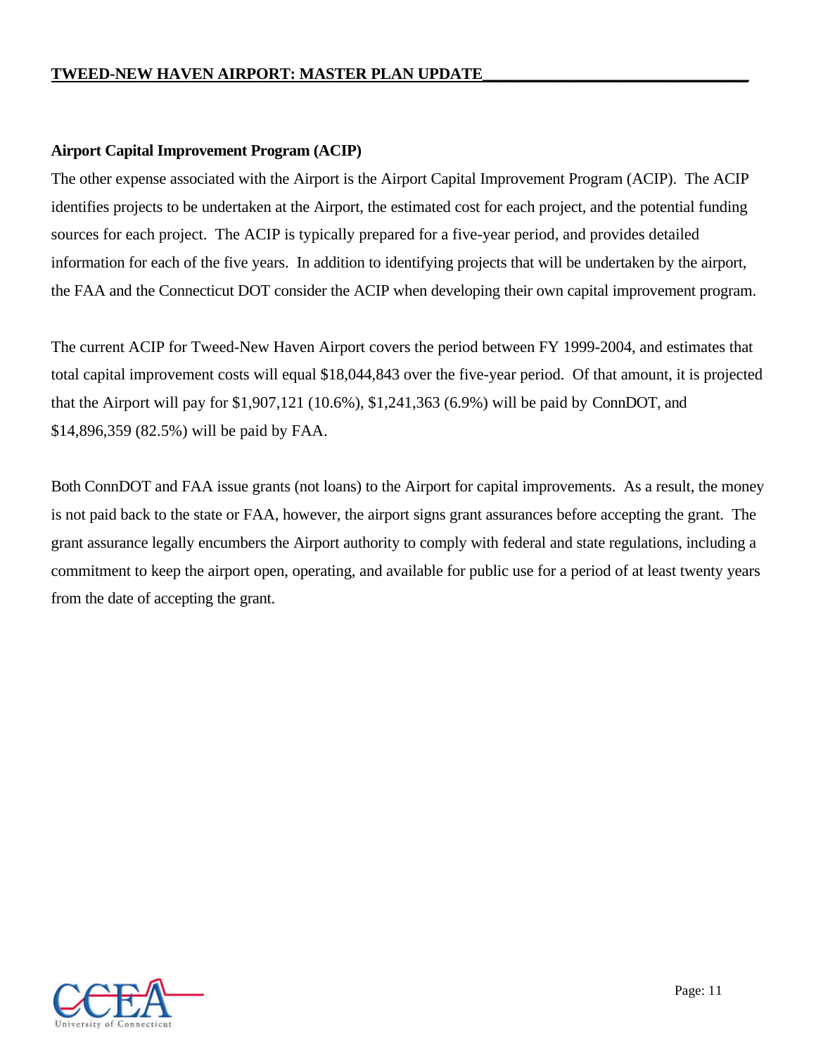## Airport Capital Improvement Program (ACIP)

The other expense associated with the Airport is the Airport Capital Improvement Program (ACIP). The ACIP identifies projects to be undertaken at the Airport, the estimated cost for each project, and the potential funding sources for each project. The ACIP is typically prepared for a five-year period, and provides detailed information for each of the five years. In addition to identifying projects that will be undertaken by the airport, the FAA and the Connecticut DOT consider the ACIP when developing their own capital improvement program.

The current ACIP for Tweed-New Haven Airport covers the period between FY 1999-2004, and estimates that total capital improvement costs will equal $18,044,843 over the five-year period. Of that amount, it is projected that the Airport will pay for $1,907,121 (10.6%), $1,241,363 (6.9%) will be paid by ConnDOT, and $14,896,359 (82.5%) will be paid by FAA.

Both ConnDOT and FAA issue grants (not loans) to the Airport for capital improvements. As a result, the money is not paid back to the state or FAA, however, the airport signs grant assurances before accepting the grant. The grant assurance legally encumbers the Airport authority to comply with federal and state regulations, including a commitment to keep the airport open, operating, and available for public use for a period of at least twenty years from the date of accepting the grant.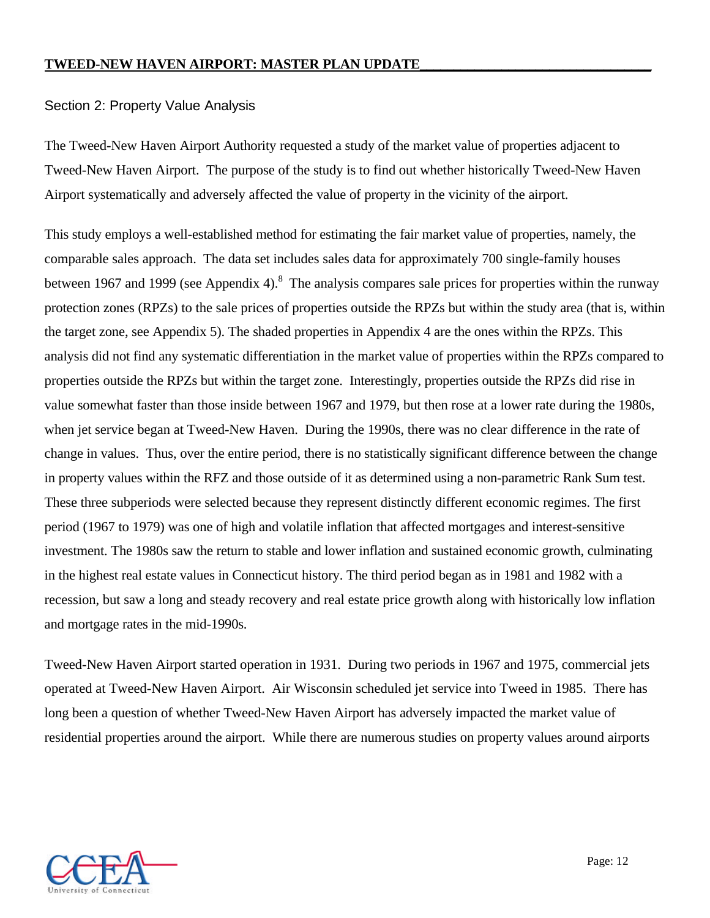## Section 2: Property Value Analysis

The Tweed-New Haven Airport Authority requested a study of the market value of properties adjacent to Tweed-New Haven Airport. The purpose of the study is to find out whether historically Tweed-New Haven Airport systematically and adversely affected the value of property in the vicinity of the airport.

This study employs a well-established method for estimating the fair market value of properties, namely, the comparable sales approach. The data set includes sales data for approximately 700 single-family houses between 1967 and 1999 (see Appendix 4).[8] The analysis compares sale prices for properties within the runway protection zones (RPZs) to the sale prices of properties outside the RPZs but within the study area (that is, within the target zone, see Appendix 5). The shaded properties in Appendix 4 are the ones within the RPZs. This analysis did not find any systematic differentiation in the market value of properties within the RPZs compared to properties outside the RPZs but within the target zone. Interestingly, properties outside the RPZs did rise in value somewhat faster than those inside between 1967 and 1979, but then rose at a lower rate during the 1980s, when jet service began at Tweed-New Haven. During the 1990s, there was no clear difference in the rate of change in values. Thus, over the entire period, there is no statistically significant difference between the change in property values within the RFZ and those outside of it as determined using a non-parametric Rank Sum test. These three subperiods were selected because they represent distinctly different economic regimes. The first period (1967 to 1979) was one of high and volatile inflation that affected mortgages and interest-sensitive investment. The 1980s saw the return to stable and lower inflation and sustained economic growth, culminating in the highest real estate values in Connecticut history. The third period began as in 1981 and 1982 with a recession, but saw a long and steady recovery and real estate price growth along with historically low inflation and mortgage rates in the mid-1990s.

Tweed-New Haven Airport started operation in 1931. During two periods in 1967 and 1975, commercial jets operated at Tweed-New Haven Airport. Air Wisconsin scheduled jet service into Tweed in 1985. There has long been a question of whether Tweed-New Haven Airport has adversely impacted the market value of residential properties around the airport. While there are numerous studies on property values around airports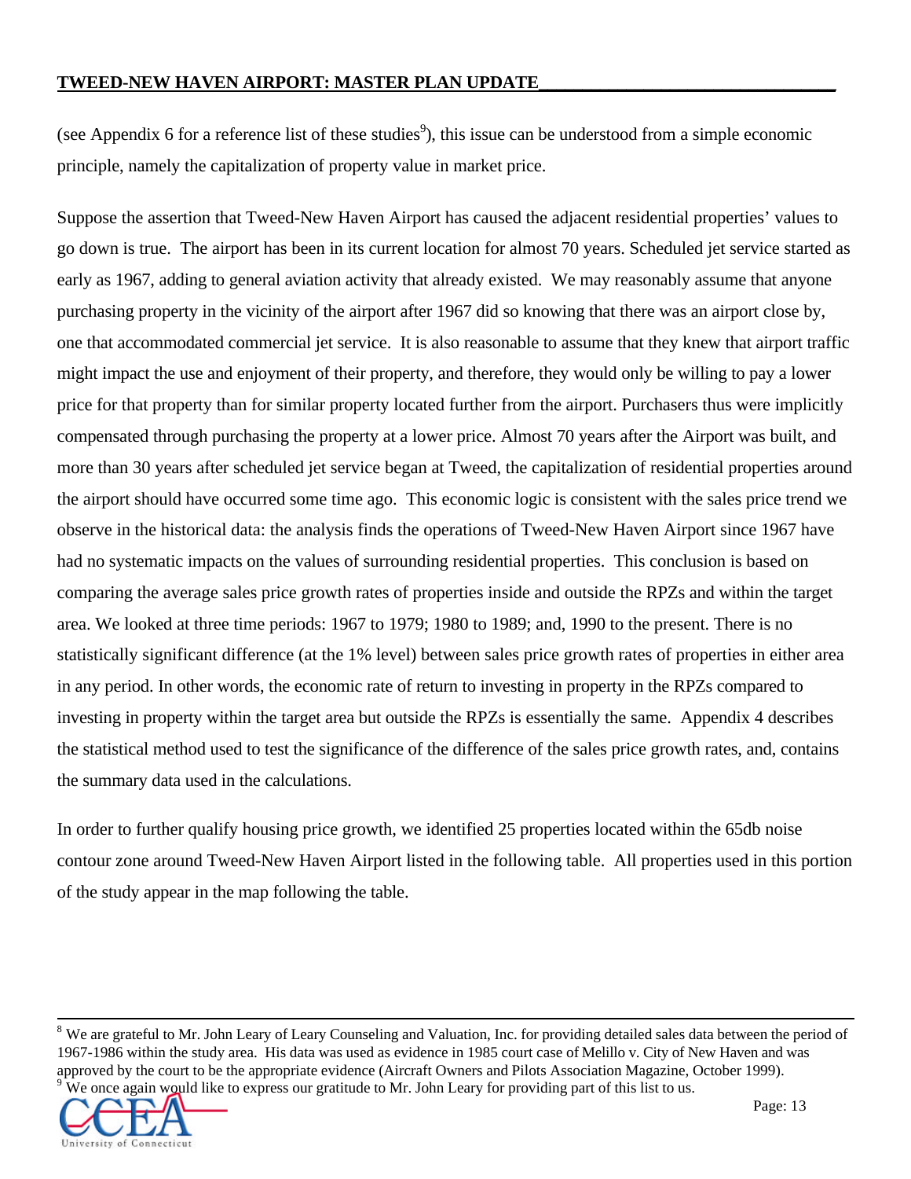(see Appendix 6 for a reference list of these studies[9]), this issue can be understood from a simple economic principle, namely the capitalization of property value in market price.

Suppose the assertion that Tweed-New Haven Airport has caused the adjacent residential properties' values to go down is true. The airport has been in its current location for almost 70 years. Scheduled jet service started as early as 1967, adding to general aviation activity that already existed. We may reasonably assume that anyone purchasing property in the vicinity of the airport after 1967 did so knowing that there was an airport close by, one that accommodated commercial jet service. It is also reasonable to assume that they knew that airport traffic might impact the use and enjoyment of their property, and therefore, they would only be willing to pay a lower price for that property than for similar property located further from the airport. Purchasers thus were implicitly compensated through purchasing the property at a lower price. Almost 70 years after the Airport was built, and more than 30 years after scheduled jet service began at Tweed, the capitalization of residential properties around the airport should have occurred some time ago. This economic logic is consistent with the sales price trend we observe in the historical data: the analysis finds the operations of Tweed-New Haven Airport since 1967 have had no systematic impacts on the values of surrounding residential properties. This conclusion is based on comparing the average sales price growth rates of properties inside and outside the RPZs and within the target area. We looked at three time periods: 1967 to 1979; 1980 to 1989; and, 1990 to the present. There is no statistically significant difference (at the 1% level) between sales price growth rates of properties in either area in any period. In other words, the economic rate of return to investing in property in the RPZs compared to investing in property within the target area but outside the RPZs is essentially the same. Appendix 4 describes the statistical method used to test the significance of the difference of the sales price growth rates, and, contains the summary data used in the calculations.

In order to further qualify housing price growth, we identified 25 properties located within the 65db noise contour zone around Tweed-New Haven Airport listed in the following table. All properties used in this portion of the study appear in the map following the table.

---

[8] We are grateful to Mr. John Leary of Leary Counseling and Valuation, Inc. for providing detailed sales data between the period of 1967-1986 within the study area. His data was used as evidence in 1985 court case of Melillo v. City of New Haven and was approved by the court to be the appropriate evidence (Aircraft Owners and Pilots Association Magazine, October 1999).

[9] We once again would like to express our gratitude to Mr. John Leary for providing part of this list to us.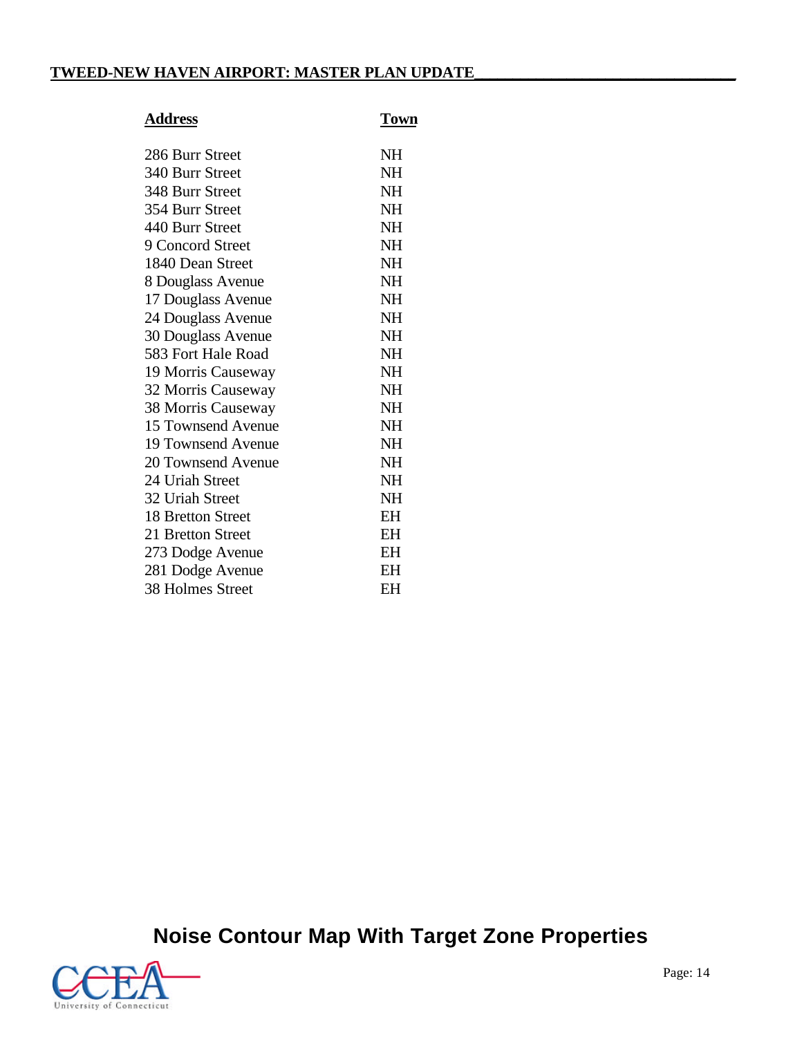| Address | Town |
|---|---|
| 286 Burr Street | NH |
| 340 Burr Street | NH |
| 348 Burr Street | NH |
| 354 Burr Street | NH |
| 440 Burr Street | NH |
| 9 Concord Street | NH |
| 1840 Dean Street | NH |
| 8 Douglass Avenue | NH |
| 17 Douglass Avenue | NH |
| 24 Douglass Avenue | NH |
| 30 Douglass Avenue | NH |
| 583 Fort Hale Road | NH |
| 19 Morris Causeway | NH |
| 32 Morris Causeway | NH |
| 38 Morris Causeway | NH |
| 15 Townsend Avenue | NH |
| 19 Townsend Avenue | NH |
| 20 Townsend Avenue | NH |
| 24 Uriah Street | NH |
| 32 Uriah Street | NH |
| 18 Bretton Street | EH |
| 21 Bretton Street | EH |
| 273 Dodge Avenue | EH |
| 281 Dodge Avenue | EH |
| 38 Holmes Street | EH |

## Noise Contour Map With Target Zone Properties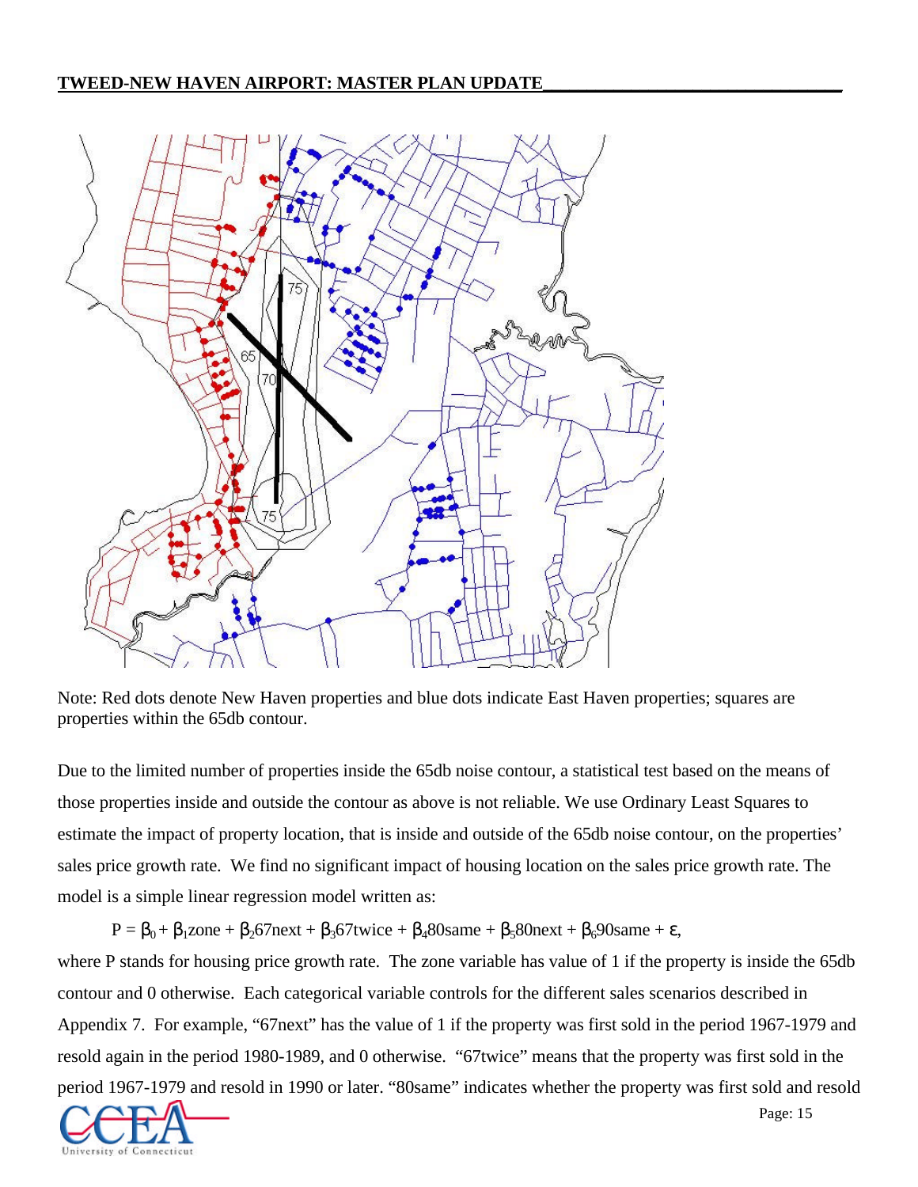Note: Red dots denote New Haven properties and blue dots indicate East Haven properties; squares are properties within the 65db contour.

Due to the limited number of properties inside the 65db noise contour, a statistical test based on the means of those properties inside and outside the contour as above is not reliable. We use Ordinary Least Squares to estimate the impact of property location, that is inside and outside of the 65db noise contour, on the properties' sales price growth rate. We find no significant impact of housing location on the sales price growth rate. The model is a simple linear regression model written as:

$$P = \beta_0 + \beta_1 zone + \beta_2 67next + \beta_3 67twice + \beta_4 80same + \beta_5 80next + \beta_6 90same + \varepsilon,$$

where P stands for housing price growth rate. The zone variable has value of 1 if the property is inside the 65db contour and 0 otherwise. Each categorical variable controls for the different sales scenarios described in Appendix 7. For example, "67next" has the value of 1 if the property was first sold in the period 1967-1979 and resold again in the period 1980-1989, and 0 otherwise. "67twice" means that the property was first sold in the period 1967-1979 and resold in 1990 or later. "80same" indicates whether the property was first sold and resold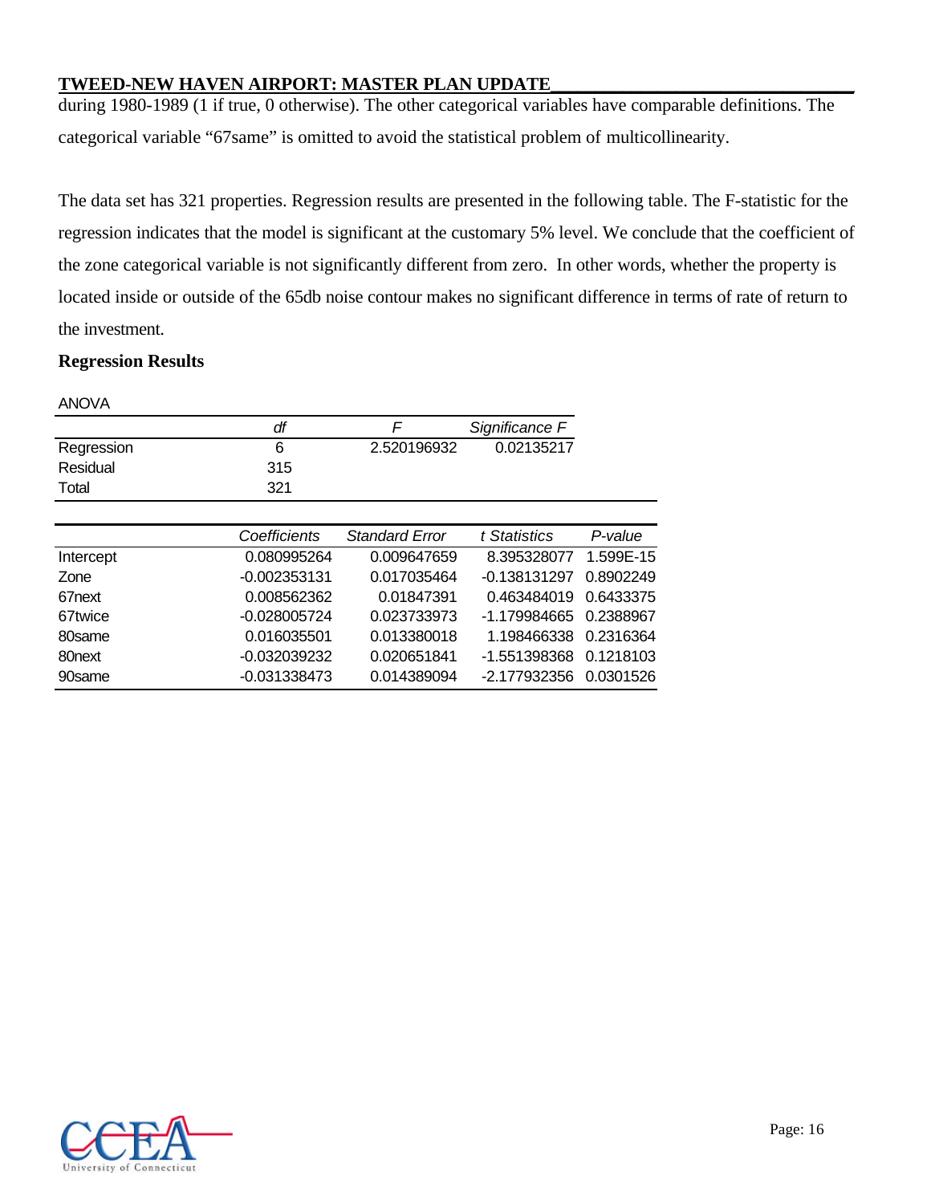during 1980-1989 (1 if true, 0 otherwise). The other categorical variables have comparable definitions. The categorical variable "67same" is omitted to avoid the statistical problem of multicollinearity.

The data set has 321 properties. Regression results are presented in the following table. The F-statistic for the regression indicates that the model is significant at the customary 5% level. We conclude that the coefficient of the zone categorical variable is not significantly different from zero. In other words, whether the property is located inside or outside of the 65db noise contour makes no significant difference in terms of rate of return to the investment.

**Regression Results**

ANOVA

| | *df* | *F* | *Significance F* |
|---|---|---|---|
| Regression | 6 | 2.520196932 | 0.02135217 |
| Residual | 315 | | |
| Total | 321 | | |

| | *Coefficients* | *Standard Error* | *t Statistics* | *P-value* |
|---|---|---|---|---|
| Intercept | 0.080995264 | 0.009647659 | 8.395328077 | 1.599E-15 |
| Zone | -0.002353131 | 0.017035464 | -0.138131297 | 0.8902249 |
| 67next | 0.008562362 | 0.01847391 | 0.463484019 | 0.6433375 |
| 67twice | -0.028005724 | 0.023733973 | -1.179984665 | 0.2388967 |
| 80same | 0.016035501 | 0.013380018 | 1.198466338 | 0.2316364 |
| 80next | -0.032039232 | 0.020651841 | -1.551398368 | 0.1218103 |
| 90same | -0.031338473 | 0.014389094 | -2.177932356 | 0.0301526 |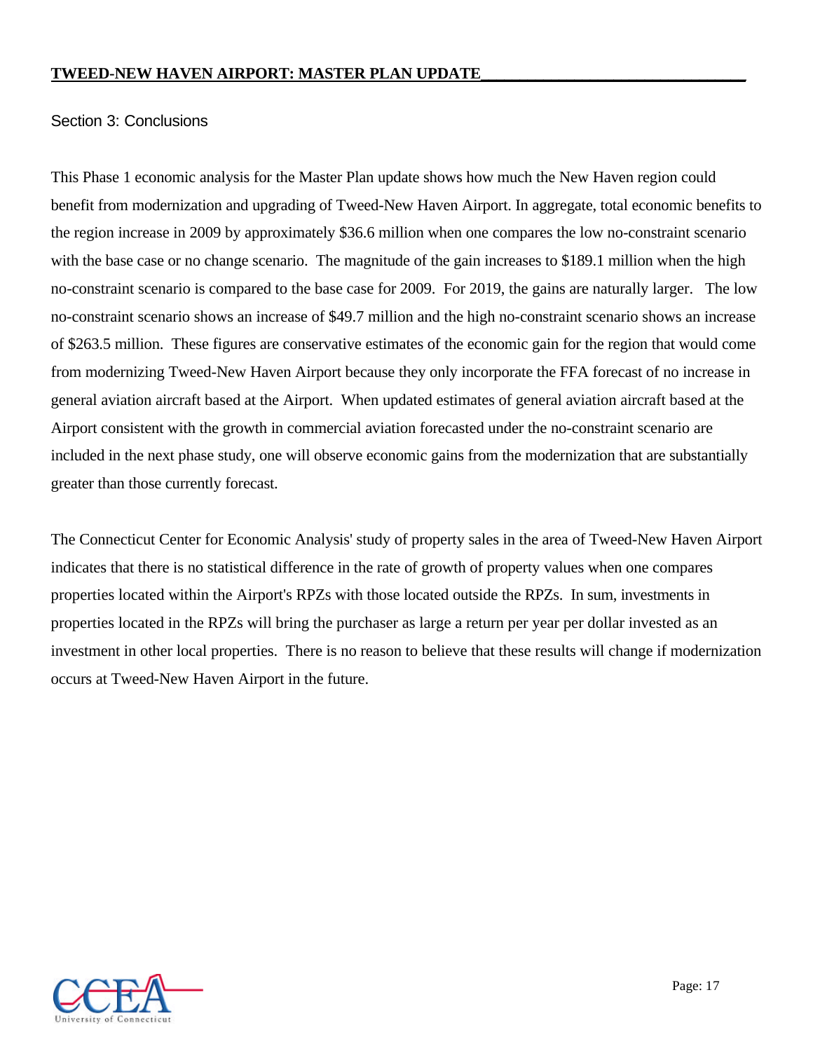## Section 3: Conclusions

This Phase 1 economic analysis for the Master Plan update shows how much the New Haven region could benefit from modernization and upgrading of Tweed-New Haven Airport. In aggregate, total economic benefits to the region increase in 2009 by approximately $36.6 million when one compares the low no-constraint scenario with the base case or no change scenario. The magnitude of the gain increases to $189.1 million when the high no-constraint scenario is compared to the base case for 2009. For 2019, the gains are naturally larger. The low no-constraint scenario shows an increase of $49.7 million and the high no-constraint scenario shows an increase of $263.5 million. These figures are conservative estimates of the economic gain for the region that would come from modernizing Tweed-New Haven Airport because they only incorporate the FFA forecast of no increase in general aviation aircraft based at the Airport. When updated estimates of general aviation aircraft based at the Airport consistent with the growth in commercial aviation forecasted under the no-constraint scenario are included in the next phase study, one will observe economic gains from the modernization that are substantially greater than those currently forecast.

The Connecticut Center for Economic Analysis' study of property sales in the area of Tweed-New Haven Airport indicates that there is no statistical difference in the rate of growth of property values when one compares properties located within the Airport's RPZs with those located outside the RPZs. In sum, investments in properties located in the RPZs will bring the purchaser as large a return per year per dollar invested as an investment in other local properties. There is no reason to believe that these results will change if modernization occurs at Tweed-New Haven Airport in the future.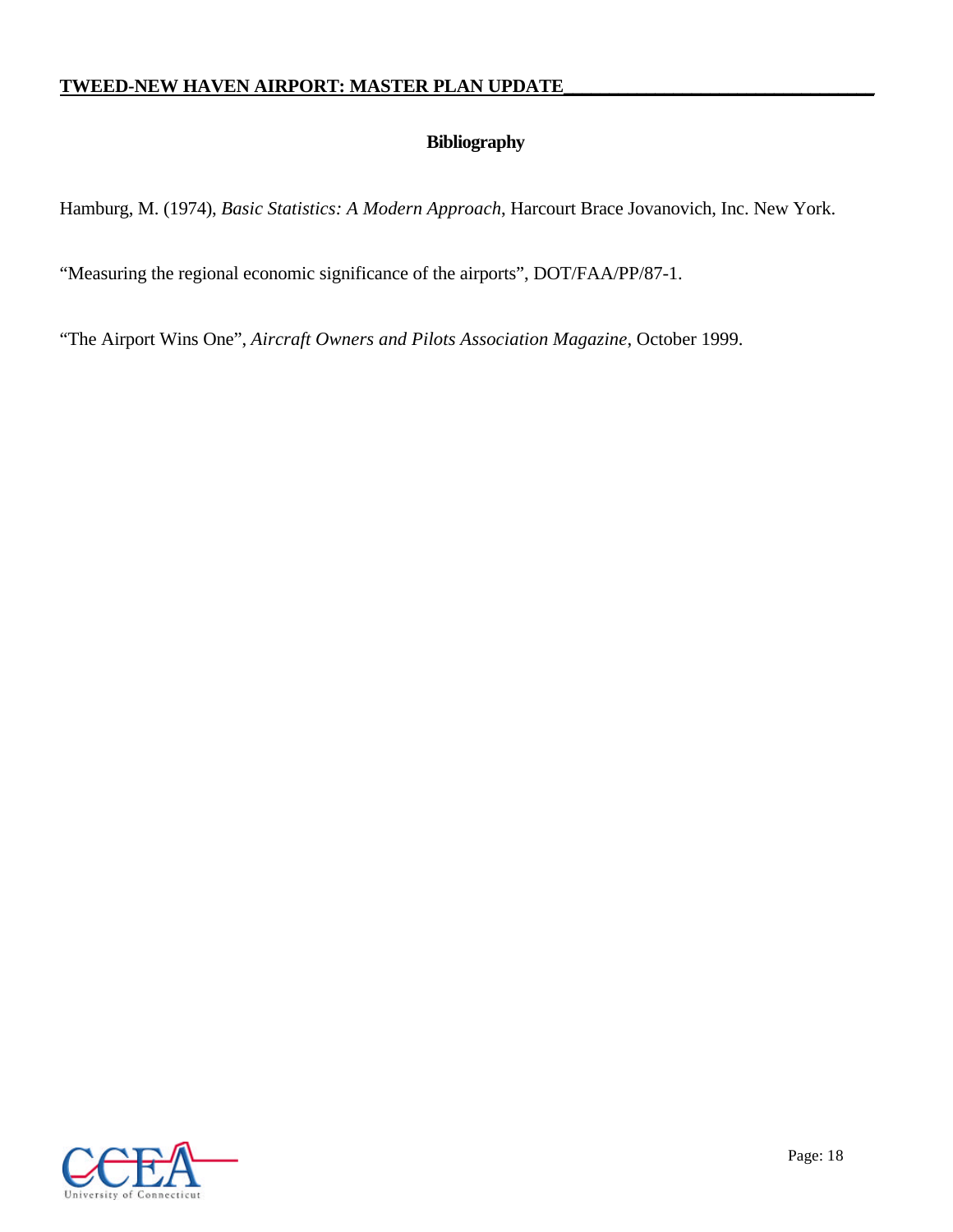## Bibliography

Hamburg, M. (1974), *Basic Statistics: A Modern Approach*, Harcourt Brace Jovanovich, Inc. New York.

"Measuring the regional economic significance of the airports", DOT/FAA/PP/87-1.

"The Airport Wins One", *Aircraft Owners and Pilots Association Magazine*, October 1999.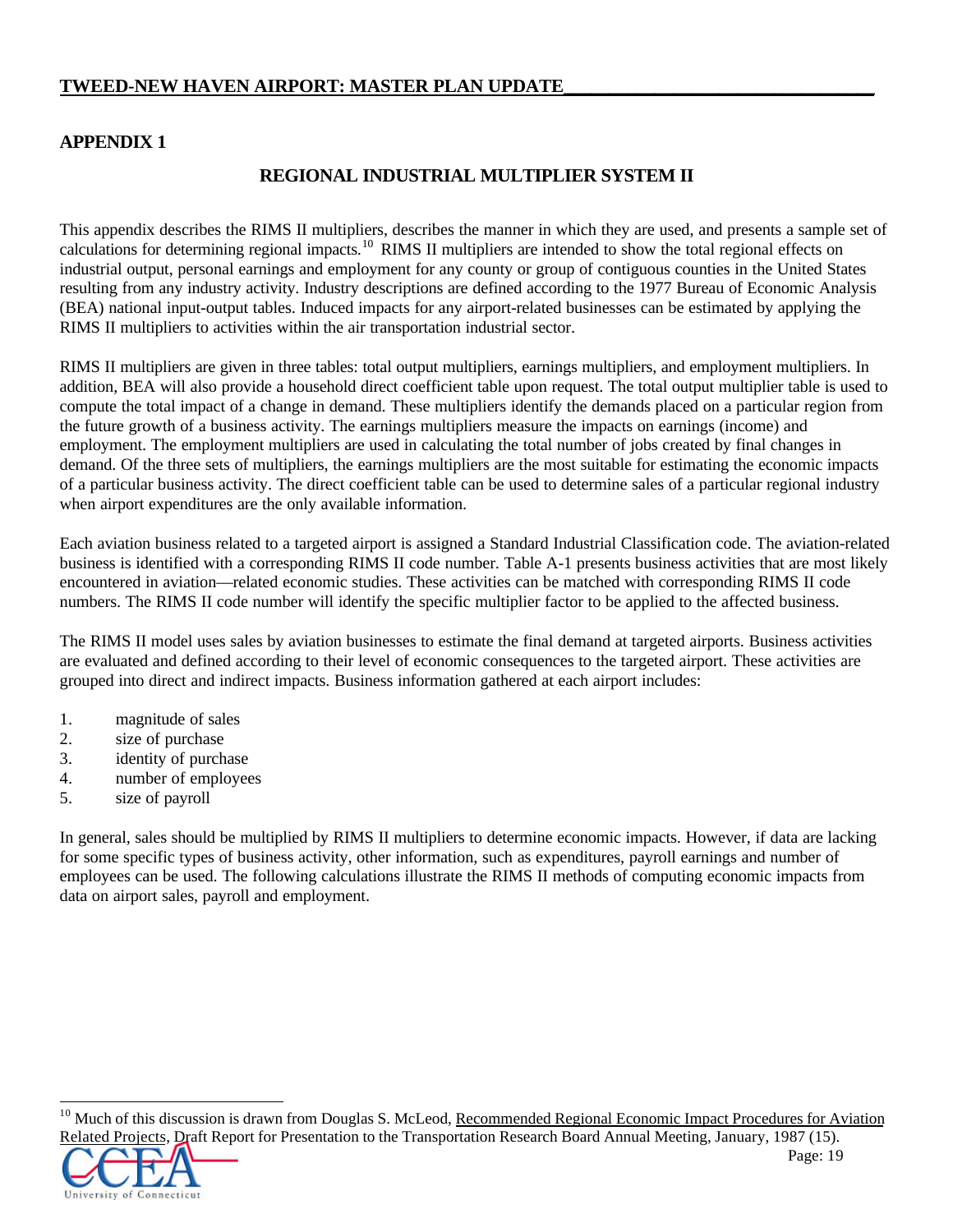## APPENDIX 1

### REGIONAL INDUSTRIAL MULTIPLIER SYSTEM II

This appendix describes the RIMS II multipliers, describes the manner in which they are used, and presents a sample set of calculations for determining regional impacts.[10] RIMS II multipliers are intended to show the total regional effects on industrial output, personal earnings and employment for any county or group of contiguous counties in the United States resulting from any industry activity. Industry descriptions are defined according to the 1977 Bureau of Economic Analysis (BEA) national input-output tables. Induced impacts for any airport-related businesses can be estimated by applying the RIMS II multipliers to activities within the air transportation industrial sector.

RIMS II multipliers are given in three tables: total output multipliers, earnings multipliers, and employment multipliers. In addition, BEA will also provide a household direct coefficient table upon request. The total output multiplier table is used to compute the total impact of a change in demand. These multipliers identify the demands placed on a particular region from the future growth of a business activity. The earnings multipliers measure the impacts on earnings (income) and employment. The employment multipliers are used in calculating the total number of jobs created by final changes in demand. Of the three sets of multipliers, the earnings multipliers are the most suitable for estimating the economic impacts of a particular business activity. The direct coefficient table can be used to determine sales of a particular regional industry when airport expenditures are the only available information.

Each aviation business related to a targeted airport is assigned a Standard Industrial Classification code. The aviation-related business is identified with a corresponding RIMS II code number. Table A-1 presents business activities that are most likely encountered in aviation—related economic studies. These activities can be matched with corresponding RIMS II code numbers. The RIMS II code number will identify the specific multiplier factor to be applied to the affected business.

The RIMS II model uses sales by aviation businesses to estimate the final demand at targeted airports. Business activities are evaluated and defined according to their level of economic consequences to the targeted airport. These activities are grouped into direct and indirect impacts. Business information gathered at each airport includes:

1. magnitude of sales
2. size of purchase
3. identity of purchase
4. number of employees
5. size of payroll

In general, sales should be multiplied by RIMS II multipliers to determine economic impacts. However, if data are lacking for some specific types of business activity, other information, such as expenditures, payroll earnings and number of employees can be used. The following calculations illustrate the RIMS II methods of computing economic impacts from data on airport sales, payroll and employment.

---

[10] Much of this discussion is drawn from Douglas S. McLeod, Recommended Regional Economic Impact Procedures for Aviation Related Projects, Draft Report for Presentation to the Transportation Research Board Annual Meeting, January, 1987 (15).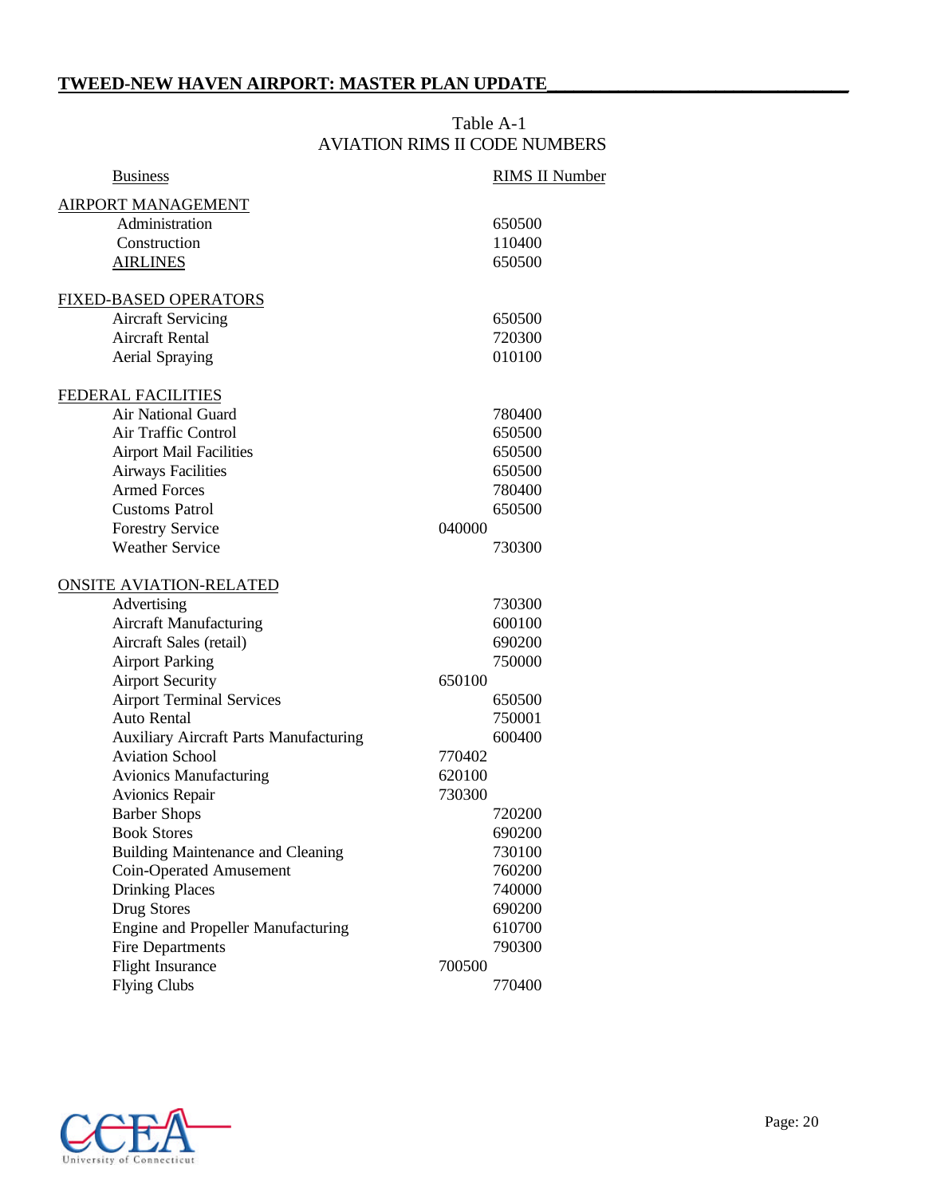Table A-1
AVIATION RIMS II CODE NUMBERS

| Business | RIMS II Number |
|---|---|
| **AIRPORT MANAGEMENT** | |
| Administration | 650500 |
| Construction | 110400 |
| **AIRLINES** | 650500 |
| | |
| **FIXED-BASED OPERATORS** | |
| Aircraft Servicing | 650500 |
| Aircraft Rental | 720300 |
| Aerial Spraying | 010100 |
| | |
| **FEDERAL FACILITIES** | |
| Air National Guard | 780400 |
| Air Traffic Control | 650500 |
| Airport Mail Facilities | 650500 |
| Airways Facilities | 650500 |
| Armed Forces | 780400 |
| Customs Patrol | 650500 |
| Forestry Service | 040000 |
| Weather Service | 730300 |
| | |
| **ONSITE AVIATION-RELATED** | |
| Advertising | 730300 |
| Aircraft Manufacturing | 600100 |
| Aircraft Sales (retail) | 690200 |
| Airport Parking | 750000 |
| Airport Security | 650100 |
| Airport Terminal Services | 650500 |
| Auto Rental | 750001 |
| Auxiliary Aircraft Parts Manufacturing | 600400 |
| Aviation School | 770402 |
| Avionics Manufacturing | 620100 |
| Avionics Repair | 730300 |
| Barber Shops | 720200 |
| Book Stores | 690200 |
| Building Maintenance and Cleaning | 730100 |
| Coin-Operated Amusement | 760200 |
| Drinking Places | 740000 |
| Drug Stores | 690200 |
| Engine and Propeller Manufacturing | 610700 |
| Fire Departments | 790300 |
| Flight Insurance | 700500 |
| Flying Clubs | 770400 |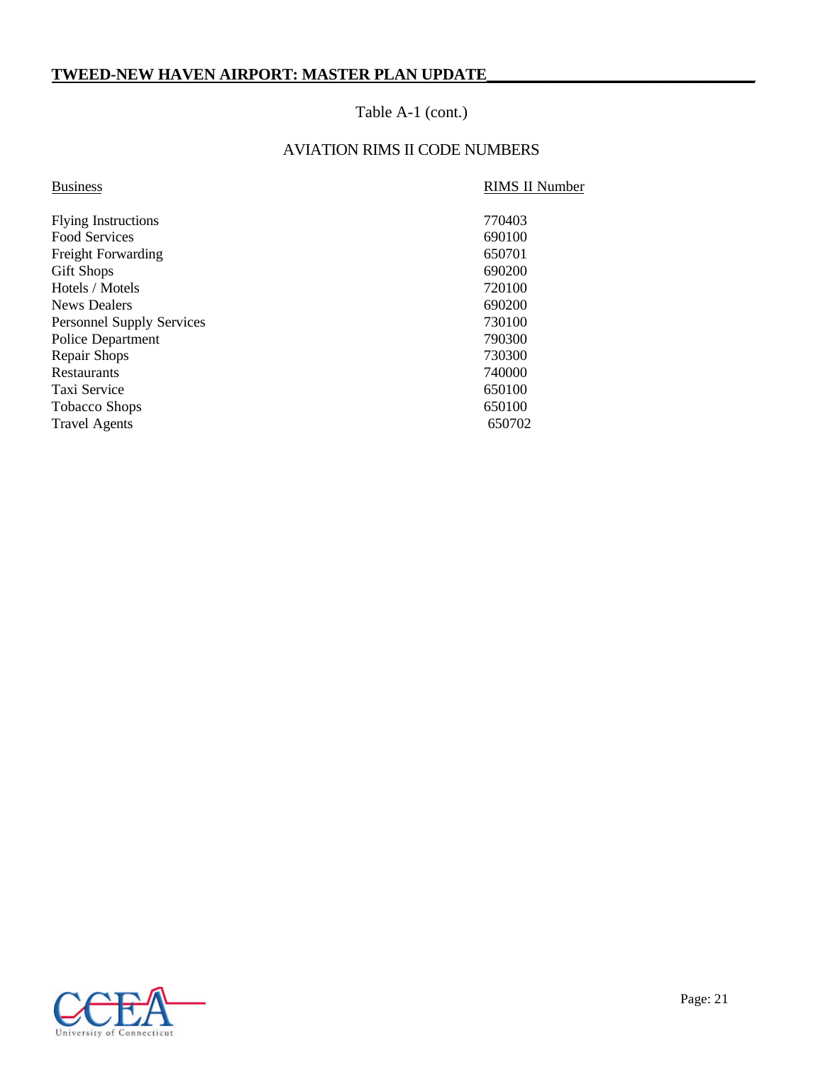Table A-1 (cont.)

AVIATION RIMS II CODE NUMBERS

| Business | RIMS II Number |
|---|---|
| Flying Instructions | 770403 |
| Food Services | 690100 |
| Freight Forwarding | 650701 |
| Gift Shops | 690200 |
| Hotels / Motels | 720100 |
| News Dealers | 690200 |
| Personnel Supply Services | 730100 |
| Police Department | 790300 |
| Repair Shops | 730300 |
| Restaurants | 740000 |
| Taxi Service | 650100 |
| Tobacco Shops | 650100 |
| Travel Agents | 650702 |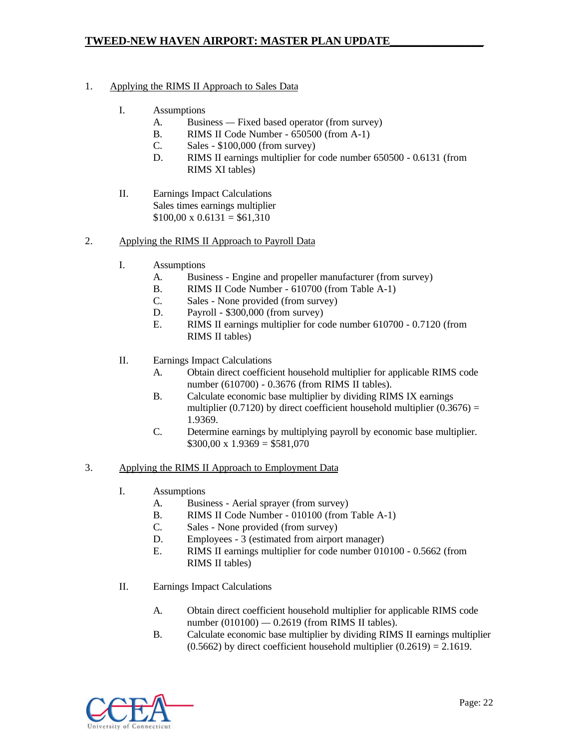1. Applying the RIMS II Approach to Sales Data

   I. Assumptions
      A. Business — Fixed based operator (from survey)
      B. RIMS II Code Number - 650500 (from A-1)
      C. Sales - $100,000 (from survey)
      D. RIMS II earnings multiplier for code number 650500 - 0.6131 (from RIMS XI tables)

   II. Earnings Impact Calculations
      Sales times earnings multiplier
      $100,00 x 0.6131 = $61,310

2. Applying the RIMS II Approach to Payroll Data

   I. Assumptions
      A. Business - Engine and propeller manufacturer (from survey)
      B. RIMS II Code Number - 610700 (from Table A-1)
      C. Sales - None provided (from survey)
      D. Payroll - $300,000 (from survey)
      E. RIMS II earnings multiplier for code number 610700 - 0.7120 (from RIMS II tables)

   II. Earnings Impact Calculations
      A. Obtain direct coefficient household multiplier for applicable RIMS code number (610700) - 0.3676 (from RIMS II tables).
      B. Calculate economic base multiplier by dividing RIMS IX earnings multiplier (0.7120) by direct coefficient household multiplier (0.3676) = 1.9369.
      C. Determine earnings by multiplying payroll by economic base multiplier. $300,00 x 1.9369 = $581,070

3. Applying the RIMS II Approach to Employment Data

   I. Assumptions
      A. Business - Aerial sprayer (from survey)
      B. RIMS II Code Number - 010100 (from Table A-1)
      C. Sales - None provided (from survey)
      D. Employees - 3 (estimated from airport manager)
      E. RIMS II earnings multiplier for code number 010100 - 0.5662 (from RIMS II tables)

   II. Earnings Impact Calculations

      A. Obtain direct coefficient household multiplier for applicable RIMS code number (010100) — 0.2619 (from RIMS II tables).
      B. Calculate economic base multiplier by dividing RIMS II earnings multiplier (0.5662) by direct coefficient household multiplier (0.2619) = 2.1619.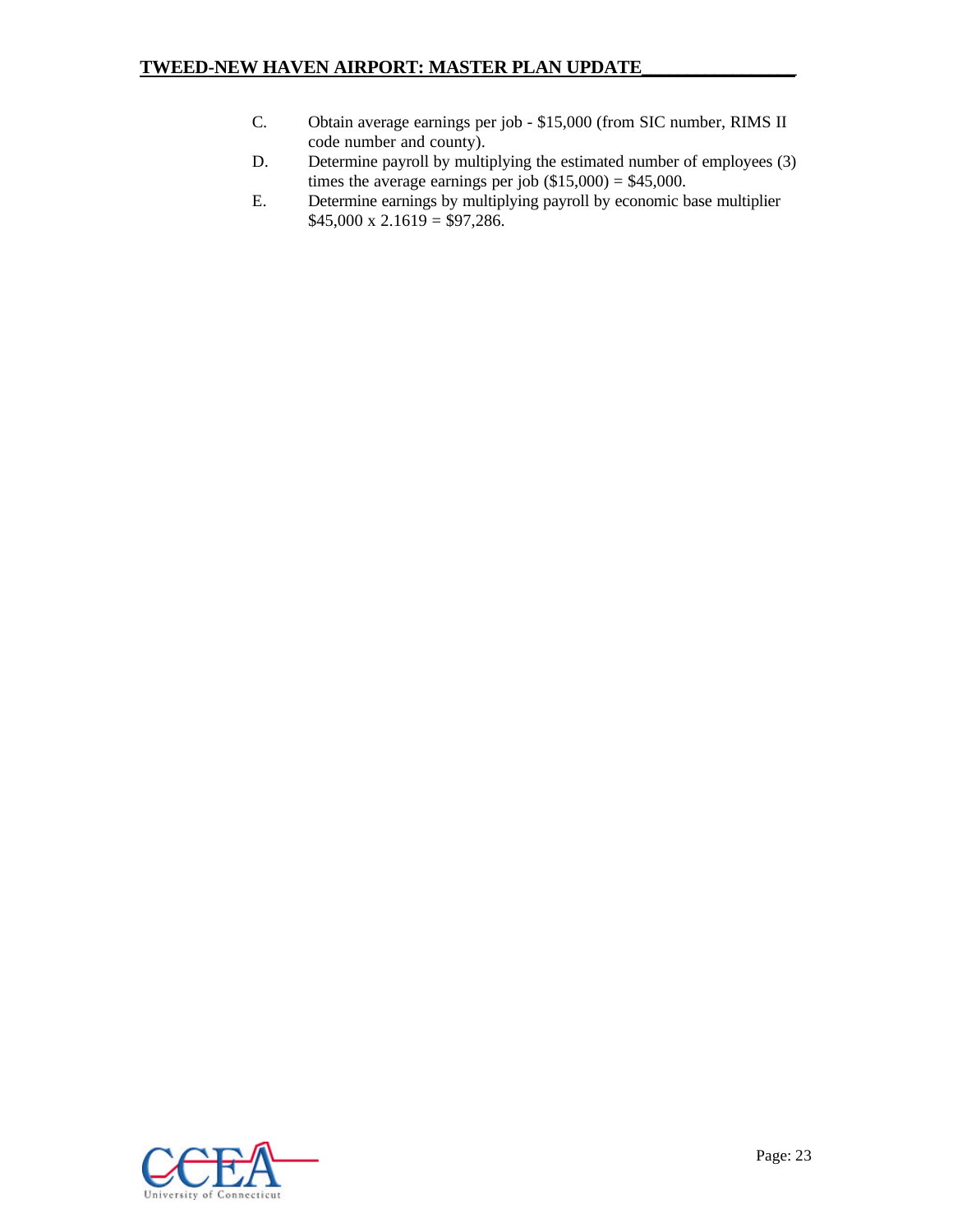C. Obtain average earnings per job - $15,000 (from SIC number, RIMS II code number and county).

D. Determine payroll by multiplying the estimated number of employees (3) times the average earnings per job ($15,000) = $45,000.

E. Determine earnings by multiplying payroll by economic base multiplier $45,000 x 2.1619 = $97,286.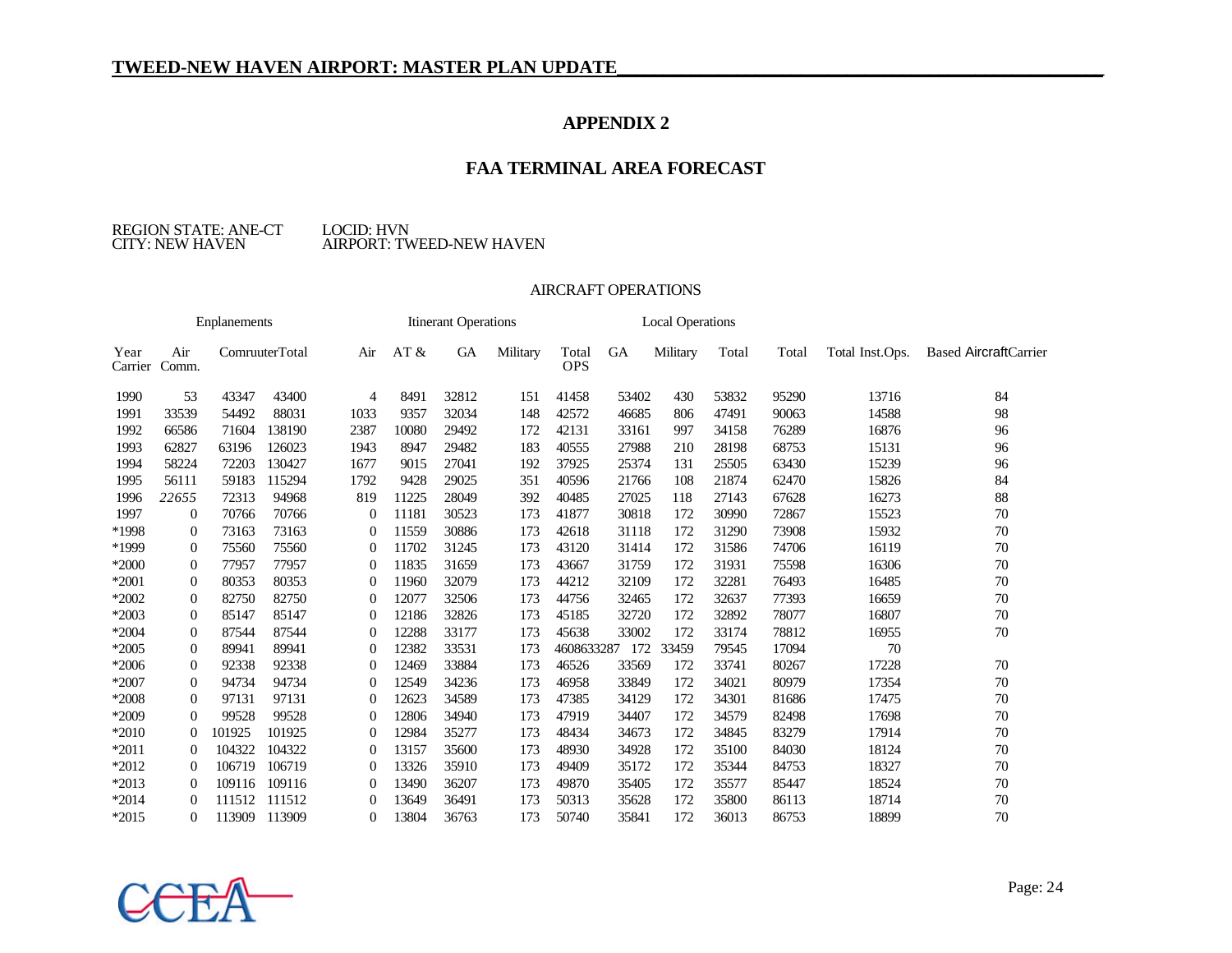## APPENDIX 2

## FAA TERMINAL AREA FORECAST

REGION STATE: ANE-CT
CITY: NEW HAVEN

LOCID: HVN
AIRPORT: TWEED-NEW HAVEN

AIRCRAFT OPERATIONS

| | Enplanements | | | Itinerant Operations | | | | | Local Operations | | | | | |
|---|---|---|---|---|---|---|---|---|---|---|---|---|---|---|
| Year | Air Carrier | Comm. Comruuter | Total | Air | AT & | GA | Military | Total OPS | GA | Military | Total | Total | Total Inst.Ops. | Based Aircraft Carrier |
| 1990 | 53 | 43347 | 43400 | 4 | 8491 | 32812 | 151 | 41458 | 53402 | 430 | 53832 | 95290 | 13716 | 84 |
| 1991 | 33539 | 54492 | 88031 | 1033 | 9357 | 32034 | 148 | 42572 | 46685 | 806 | 47491 | 90063 | 14588 | 98 |
| 1992 | 66586 | 71604 | 138190 | 2387 | 10080 | 29492 | 172 | 42131 | 33161 | 997 | 34158 | 76289 | 16876 | 96 |
| 1993 | 62827 | 63196 | 126023 | 1943 | 8947 | 29482 | 183 | 40555 | 27988 | 210 | 28198 | 68753 | 15131 | 96 |
| 1994 | 58224 | 72203 | 130427 | 1677 | 9015 | 27041 | 192 | 37925 | 25374 | 131 | 25505 | 63430 | 15239 | 96 |
| 1995 | 56111 | 59183 | 115294 | 1792 | 9428 | 29025 | 351 | 40596 | 21766 | 108 | 21874 | 62470 | 15826 | 84 |
| 1996 | *22655* | 72313 | 94968 | 819 | 11225 | 28049 | 392 | 40485 | 27025 | 118 | 27143 | 67628 | 16273 | 88 |
| 1997 | 0 | 70766 | 70766 | 0 | 11181 | 30523 | 173 | 41877 | 30818 | 172 | 30990 | 72867 | 15523 | 70 |
| *1998 | 0 | 73163 | 73163 | 0 | 11559 | 30886 | 173 | 42618 | 31118 | 172 | 31290 | 73908 | 15932 | 70 |
| *1999 | 0 | 75560 | 75560 | 0 | 11702 | 31245 | 173 | 43120 | 31414 | 172 | 31586 | 74706 | 16119 | 70 |
| *2000 | 0 | 77957 | 77957 | 0 | 11835 | 31659 | 173 | 43667 | 31759 | 172 | 31931 | 75598 | 16306 | 70 |
| *2001 | 0 | 80353 | 80353 | 0 | 11960 | 32079 | 173 | 44212 | 32109 | 172 | 32281 | 76493 | 16485 | 70 |
| *2002 | 0 | 82750 | 82750 | 0 | 12077 | 32506 | 173 | 44756 | 32465 | 172 | 32637 | 77393 | 16659 | 70 |
| *2003 | 0 | 85147 | 85147 | 0 | 12186 | 32826 | 173 | 45185 | 32720 | 172 | 32892 | 78077 | 16807 | 70 |
| *2004 | 0 | 87544 | 87544 | 0 | 12288 | 33177 | 173 | 45638 | 33002 | 172 | 33174 | 78812 | 16955 | 70 |
| *2005 | 0 | 89941 | 89941 | 0 | 12382 | 33531 | 173 | 4608633287 | 172 | 33459 | 79545 | 17094 | 70 | |
| *2006 | 0 | 92338 | 92338 | 0 | 12469 | 33884 | 173 | 46526 | 33569 | 172 | 33741 | 80267 | 17228 | 70 |
| *2007 | 0 | 94734 | 94734 | 0 | 12549 | 34236 | 173 | 46958 | 33849 | 172 | 34021 | 80979 | 17354 | 70 |
| *2008 | 0 | 97131 | 97131 | 0 | 12623 | 34589 | 173 | 47385 | 34129 | 172 | 34301 | 81686 | 17475 | 70 |
| *2009 | 0 | 99528 | 99528 | 0 | 12806 | 34940 | 173 | 47919 | 34407 | 172 | 34579 | 82498 | 17698 | 70 |
| *2010 | 0 | 101925 | 101925 | 0 | 12984 | 35277 | 173 | 48434 | 34673 | 172 | 34845 | 83279 | 17914 | 70 |
| *2011 | 0 | 104322 | 104322 | 0 | 13157 | 35600 | 173 | 48930 | 34928 | 172 | 35100 | 84030 | 18124 | 70 |
| *2012 | 0 | 106719 | 106719 | 0 | 13326 | 35910 | 173 | 49409 | 35172 | 172 | 35344 | 84753 | 18327 | 70 |
| *2013 | 0 | 109116 | 109116 | 0 | 13490 | 36207 | 173 | 49870 | 35405 | 172 | 35577 | 85447 | 18524 | 70 |
| *2014 | 0 | 111512 | 111512 | 0 | 13649 | 36491 | 173 | 50313 | 35628 | 172 | 35800 | 86113 | 18714 | 70 |
| *2015 | 0 | 113909 | 113909 | 0 | 13804 | 36763 | 173 | 50740 | 35841 | 172 | 36013 | 86753 | 18899 | 70 |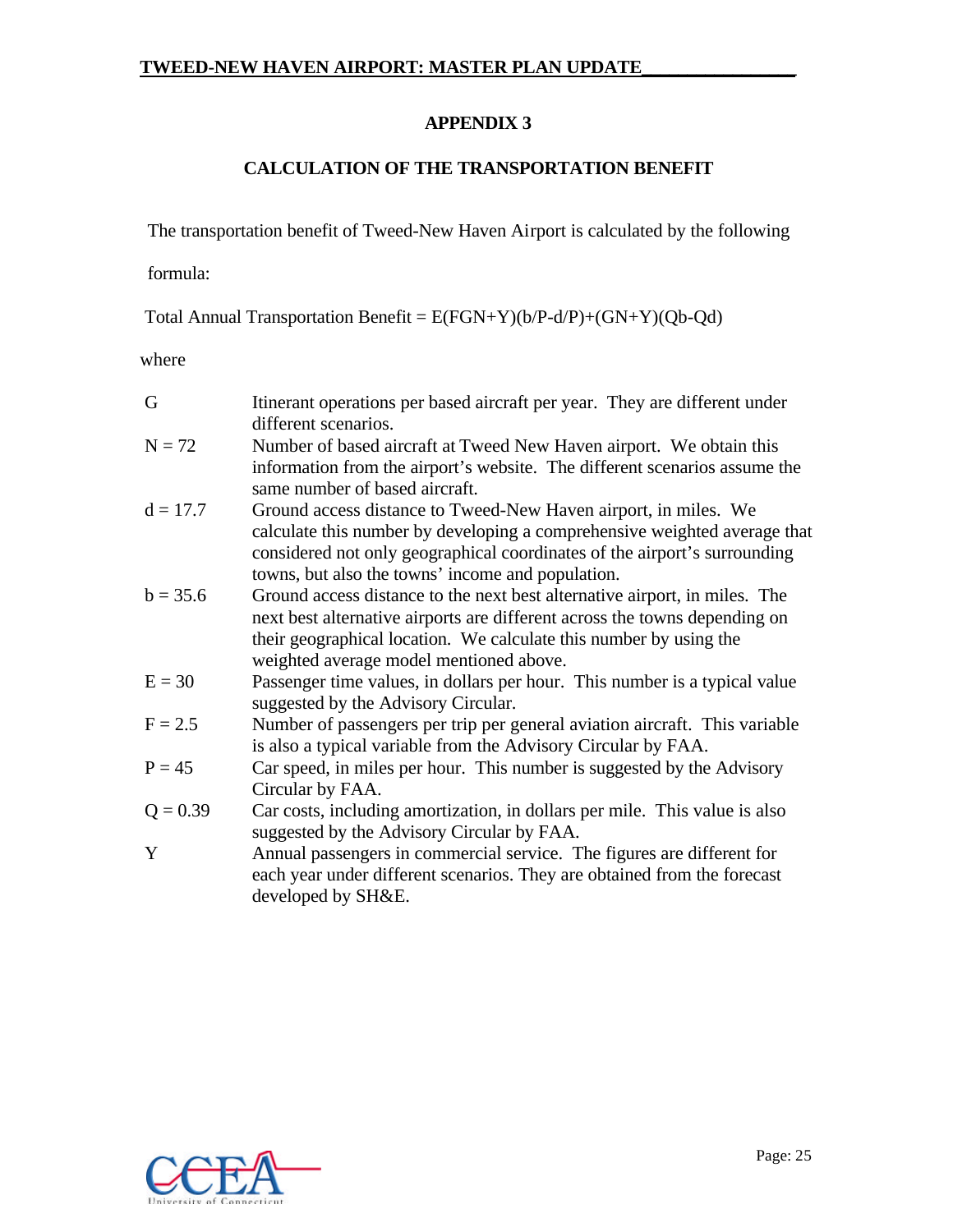# APPENDIX 3

## CALCULATION OF THE TRANSPORTATION BENEFIT

The transportation benefit of Tweed-New Haven Airport is calculated by the following formula:

$$\text{Total Annual Transportation Benefit} = E(FGN+Y)(b/P-d/P)+(GN+Y)(Qb-Qd)$$

where

| | |
|---|---|
| $G$ | Itinerant operations per based aircraft per year. They are different under different scenarios. |
| $N = 72$ | Number of based aircraft at Tweed New Haven airport. We obtain this information from the airport's website. The different scenarios assume the same number of based aircraft. |
| $d = 17.7$ | Ground access distance to Tweed-New Haven airport, in miles. We calculate this number by developing a comprehensive weighted average that considered not only geographical coordinates of the airport's surrounding towns, but also the towns' income and population. |
| $b = 35.6$ | Ground access distance to the next best alternative airport, in miles. The next best alternative airports are different across the towns depending on their geographical location. We calculate this number by using the weighted average model mentioned above. |
| $E = 30$ | Passenger time values, in dollars per hour. This number is a typical value suggested by the Advisory Circular. |
| $F = 2.5$ | Number of passengers per trip per general aviation aircraft. This variable is also a typical variable from the Advisory Circular by FAA. |
| $P = 45$ | Car speed, in miles per hour. This number is suggested by the Advisory Circular by FAA. |
| $Q = 0.39$ | Car costs, including amortization, in dollars per mile. This value is also suggested by the Advisory Circular by FAA. |
| $Y$ | Annual passengers in commercial service. The figures are different for each year under different scenarios. They are obtained from the forecast developed by SH&E. |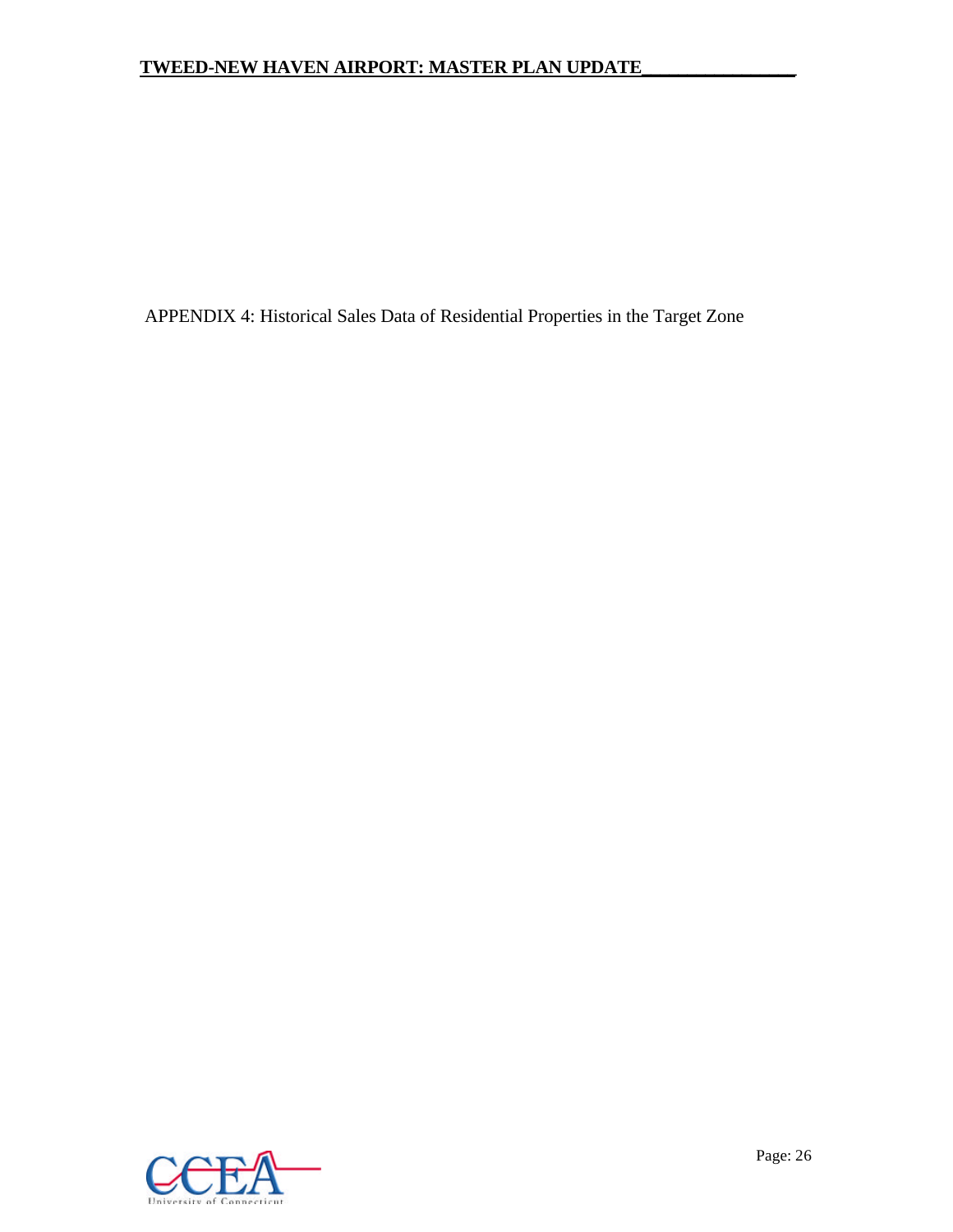APPENDIX 4: Historical Sales Data of Residential Properties in the Target Zone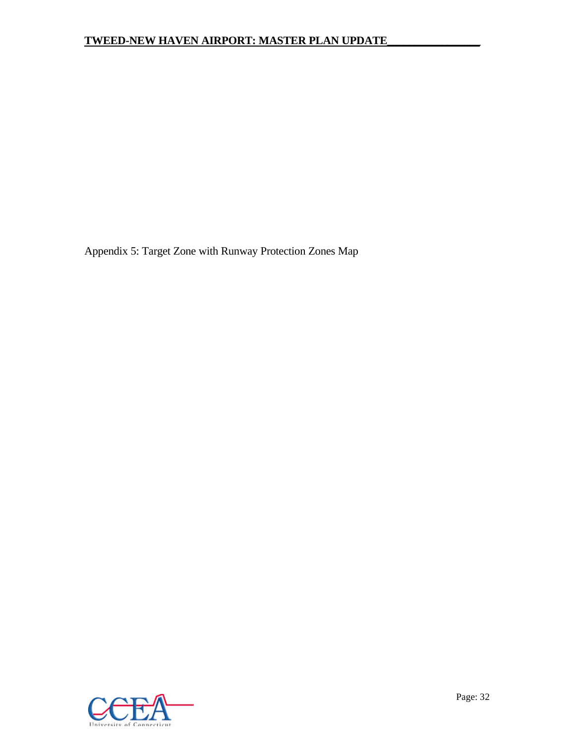Appendix 5: Target Zone with Runway Protection Zones Map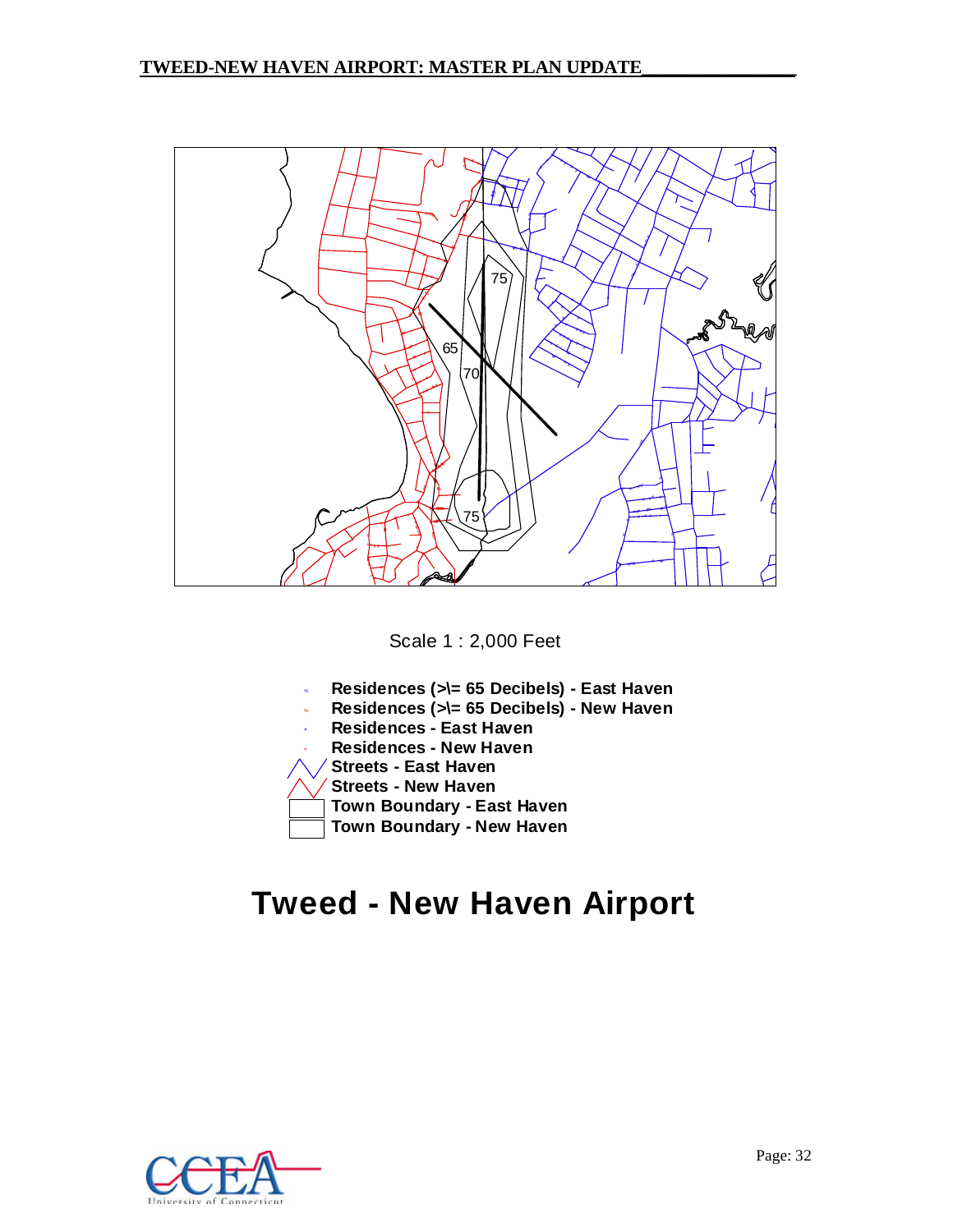75

65

70

75

Scale 1 : 2,000 Feet

- **Residences (>\= 65 Decibels) - East Haven**
- **Residences (>\= 65 Decibels) - New Haven**
- **Residences - East Haven**
- **Residences - New Haven**
- **Streets - East Haven**
- **Streets - New Haven**
- **Town Boundary - East Haven**
- **Town Boundary - New Haven**

# Tweed - New Haven Airport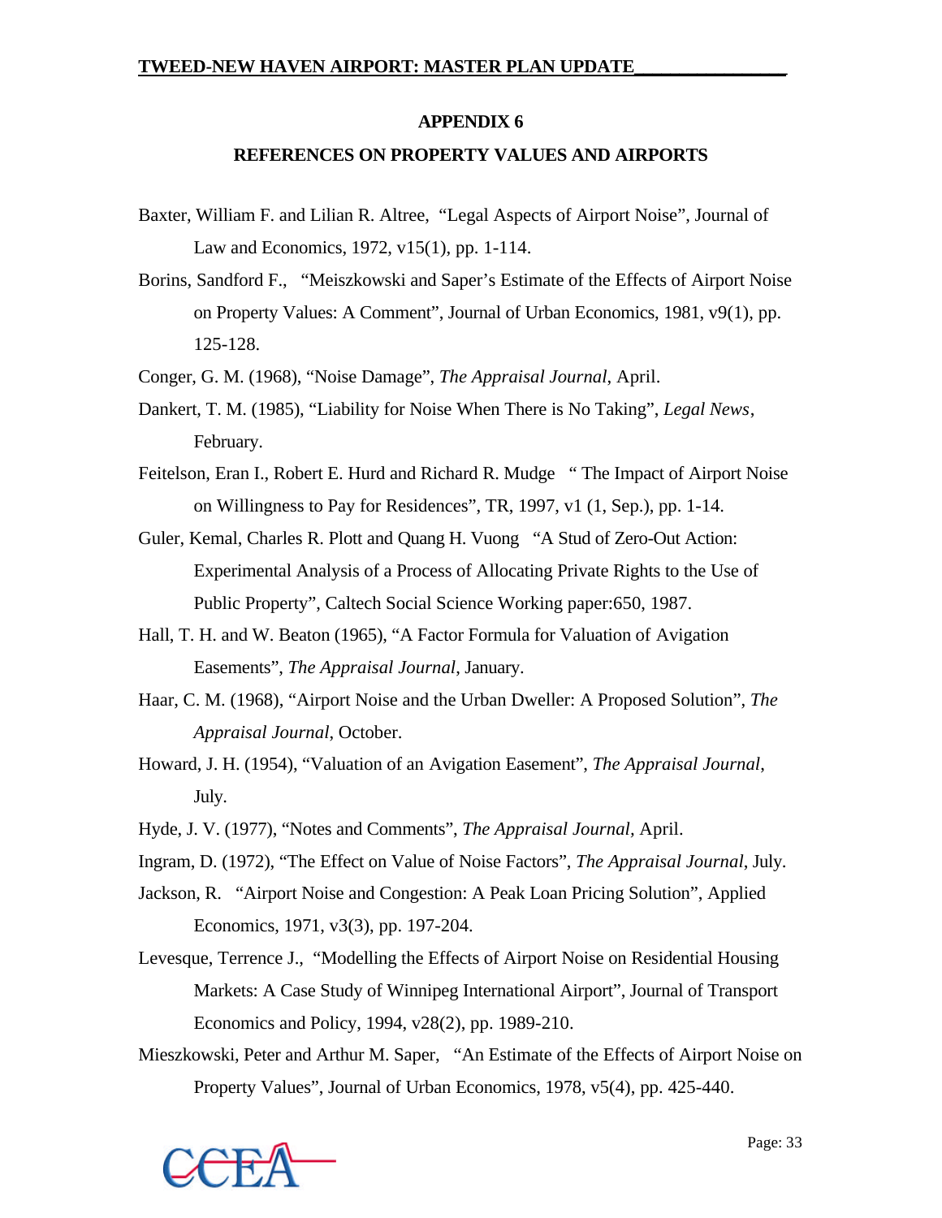## APPENDIX 6

## REFERENCES ON PROPERTY VALUES AND AIRPORTS

Baxter, William F. and Lilian R. Altree, "Legal Aspects of Airport Noise", Journal of Law and Economics, 1972, v15(1), pp. 1-114.

Borins, Sandford F., "Meiszkowski and Saper's Estimate of the Effects of Airport Noise on Property Values: A Comment", Journal of Urban Economics, 1981, v9(1), pp. 125-128.

Conger, G. M. (1968), "Noise Damage", *The Appraisal Journal*, April.

Dankert, T. M. (1985), "Liability for Noise When There is No Taking", *Legal News*, February.

Feitelson, Eran I., Robert E. Hurd and Richard R. Mudge " The Impact of Airport Noise on Willingness to Pay for Residences", TR, 1997, v1 (1, Sep.), pp. 1-14.

Guler, Kemal, Charles R. Plott and Quang H. Vuong "A Stud of Zero-Out Action: Experimental Analysis of a Process of Allocating Private Rights to the Use of Public Property", Caltech Social Science Working paper:650, 1987.

Hall, T. H. and W. Beaton (1965), "A Factor Formula for Valuation of Avigation Easements", *The Appraisal Journal*, January.

Haar, C. M. (1968), "Airport Noise and the Urban Dweller: A Proposed Solution", *The Appraisal Journal*, October.

Howard, J. H. (1954), "Valuation of an Avigation Easement", *The Appraisal Journal*, July.

Hyde, J. V. (1977), "Notes and Comments", *The Appraisal Journal*, April.

Ingram, D. (1972), "The Effect on Value of Noise Factors", *The Appraisal Journal*, July.

Jackson, R. "Airport Noise and Congestion: A Peak Loan Pricing Solution", Applied Economics, 1971, v3(3), pp. 197-204.

Levesque, Terrence J., "Modelling the Effects of Airport Noise on Residential Housing Markets: A Case Study of Winnipeg International Airport", Journal of Transport Economics and Policy, 1994, v28(2), pp. 1989-210.

Mieszkowski, Peter and Arthur M. Saper, "An Estimate of the Effects of Airport Noise on Property Values", Journal of Urban Economics, 1978, v5(4), pp. 425-440.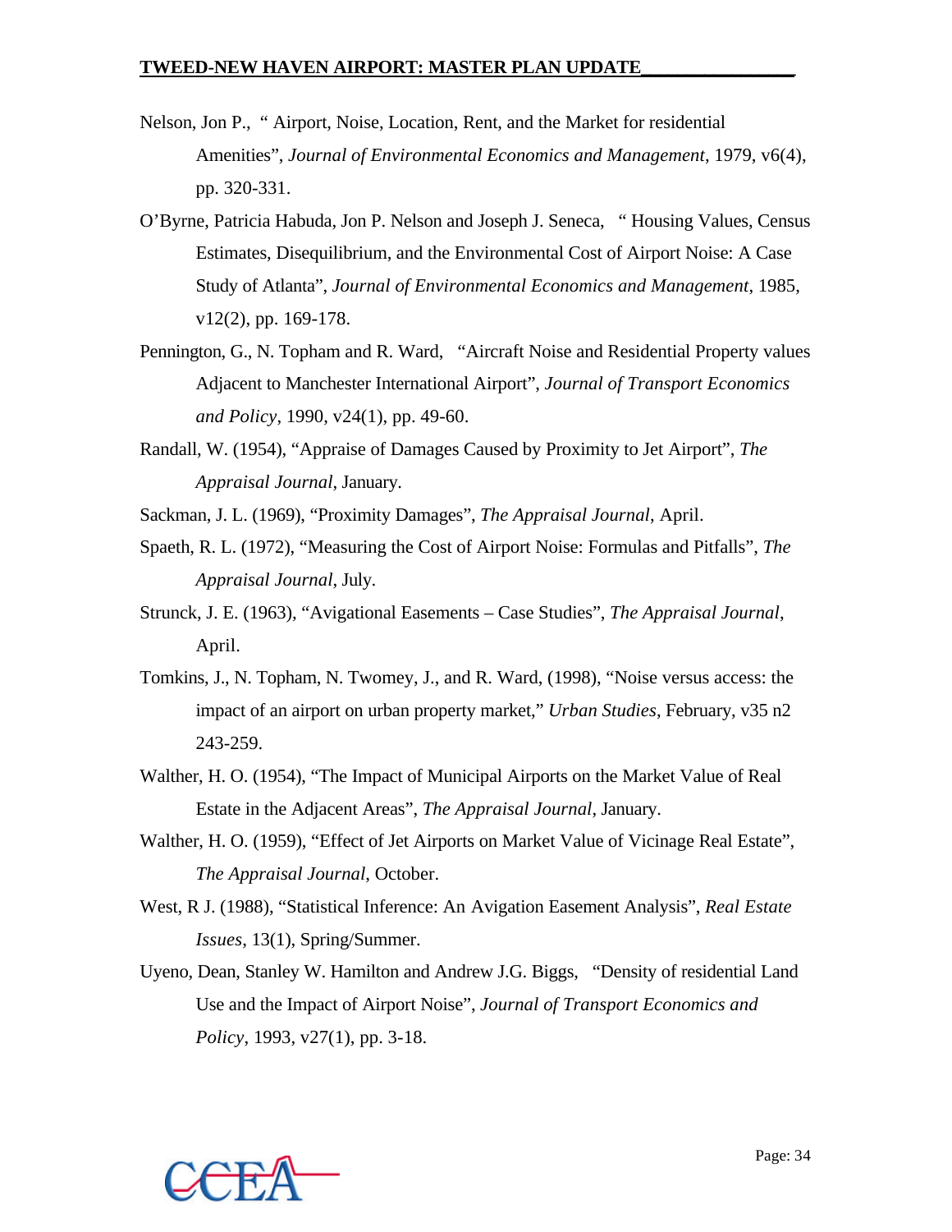Nelson, Jon P., " Airport, Noise, Location, Rent, and the Market for residential Amenities", *Journal of Environmental Economics and Management*, 1979, v6(4), pp. 320-331.

O'Byrne, Patricia Habuda, Jon P. Nelson and Joseph J. Seneca, " Housing Values, Census Estimates, Disequilibrium, and the Environmental Cost of Airport Noise: A Case Study of Atlanta", *Journal of Environmental Economics and Management*, 1985, v12(2), pp. 169-178.

Pennington, G., N. Topham and R. Ward, "Aircraft Noise and Residential Property values Adjacent to Manchester International Airport", *Journal of Transport Economics and Policy*, 1990, v24(1), pp. 49-60.

Randall, W. (1954), "Appraise of Damages Caused by Proximity to Jet Airport", *The Appraisal Journal*, January.

Sackman, J. L. (1969), "Proximity Damages", *The Appraisal Journal*, April.

Spaeth, R. L. (1972), "Measuring the Cost of Airport Noise: Formulas and Pitfalls", *The Appraisal Journal*, July.

Strunck, J. E. (1963), "Avigational Easements – Case Studies", *The Appraisal Journal*, April.

Tomkins, J., N. Topham, N. Twomey, J., and R. Ward, (1998), "Noise versus access: the impact of an airport on urban property market," *Urban Studies*, February, v35 n2 243-259.

Walther, H. O. (1954), "The Impact of Municipal Airports on the Market Value of Real Estate in the Adjacent Areas", *The Appraisal Journal*, January.

Walther, H. O. (1959), "Effect of Jet Airports on Market Value of Vicinage Real Estate", *The Appraisal Journal*, October.

West, R J. (1988), "Statistical Inference: An Avigation Easement Analysis", *Real Estate Issues*, 13(1), Spring/Summer.

Uyeno, Dean, Stanley W. Hamilton and Andrew J.G. Biggs, "Density of residential Land Use and the Impact of Airport Noise", *Journal of Transport Economics and Policy*, 1993, v27(1), pp. 3-18.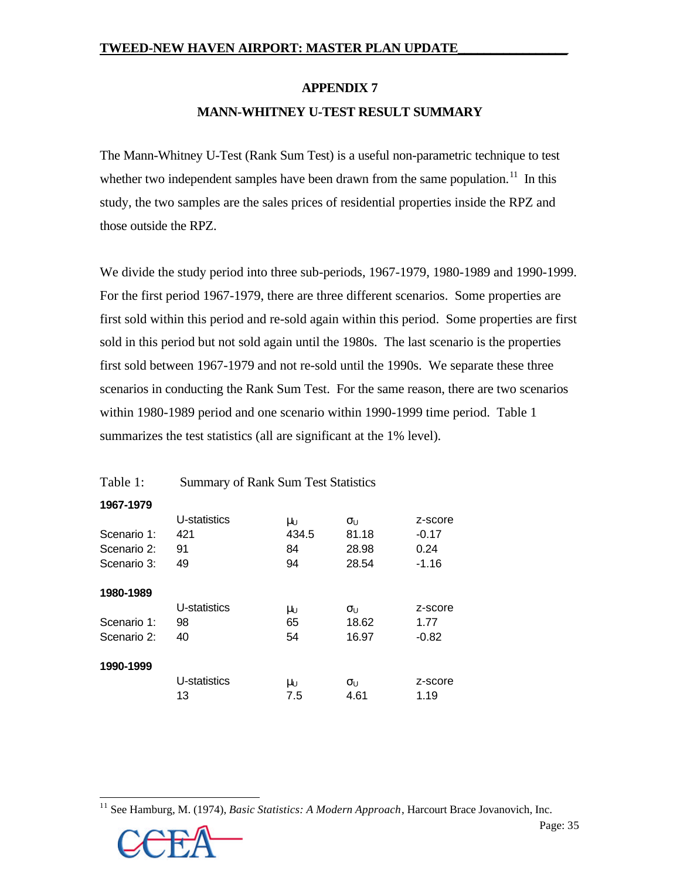## APPENDIX 7

## MANN-WHITNEY U-TEST RESULT SUMMARY

The Mann-Whitney U-Test (Rank Sum Test) is a useful non-parametric technique to test whether two independent samples have been drawn from the same population.[11] In this study, the two samples are the sales prices of residential properties inside the RPZ and those outside the RPZ.

We divide the study period into three sub-periods, 1967-1979, 1980-1989 and 1990-1999. For the first period 1967-1979, there are three different scenarios. Some properties are first sold within this period and re-sold again within this period. Some properties are first sold in this period but not sold again until the 1980s. The last scenario is the properties first sold between 1967-1979 and not re-sold until the 1990s. We separate these three scenarios in conducting the Rank Sum Test. For the same reason, there are two scenarios within 1980-1989 period and one scenario within 1990-1999 time period. Table 1 summarizes the test statistics (all are significant at the 1% level).

Table 1: Summary of Rank Sum Test Statistics

**1967-1979**

| | U-statistics | $\mu_U$ | $\sigma_U$ | z-score |
|---|---|---|---|---|
| Scenario 1: | 421 | 434.5 | 81.18 | -0.17 |
| Scenario 2: | 91 | 84 | 28.98 | 0.24 |
| Scenario 3: | 49 | 94 | 28.54 | -1.16 |

**1980-1989**

| | U-statistics | $\mu_U$ | $\sigma_U$ | z-score |
|---|---|---|---|---|
| Scenario 1: | 98 | 65 | 18.62 | 1.77 |
| Scenario 2: | 40 | 54 | 16.97 | -0.82 |

**1990-1999**

| | U-statistics | $\mu_U$ | $\sigma_U$ | z-score |
|---|---|---|---|---|
| | 13 | 7.5 | 4.61 | 1.19 |

[11] See Hamburg, M. (1974), *Basic Statistics: A Modern Approach*, Harcourt Brace Jovanovich, Inc.